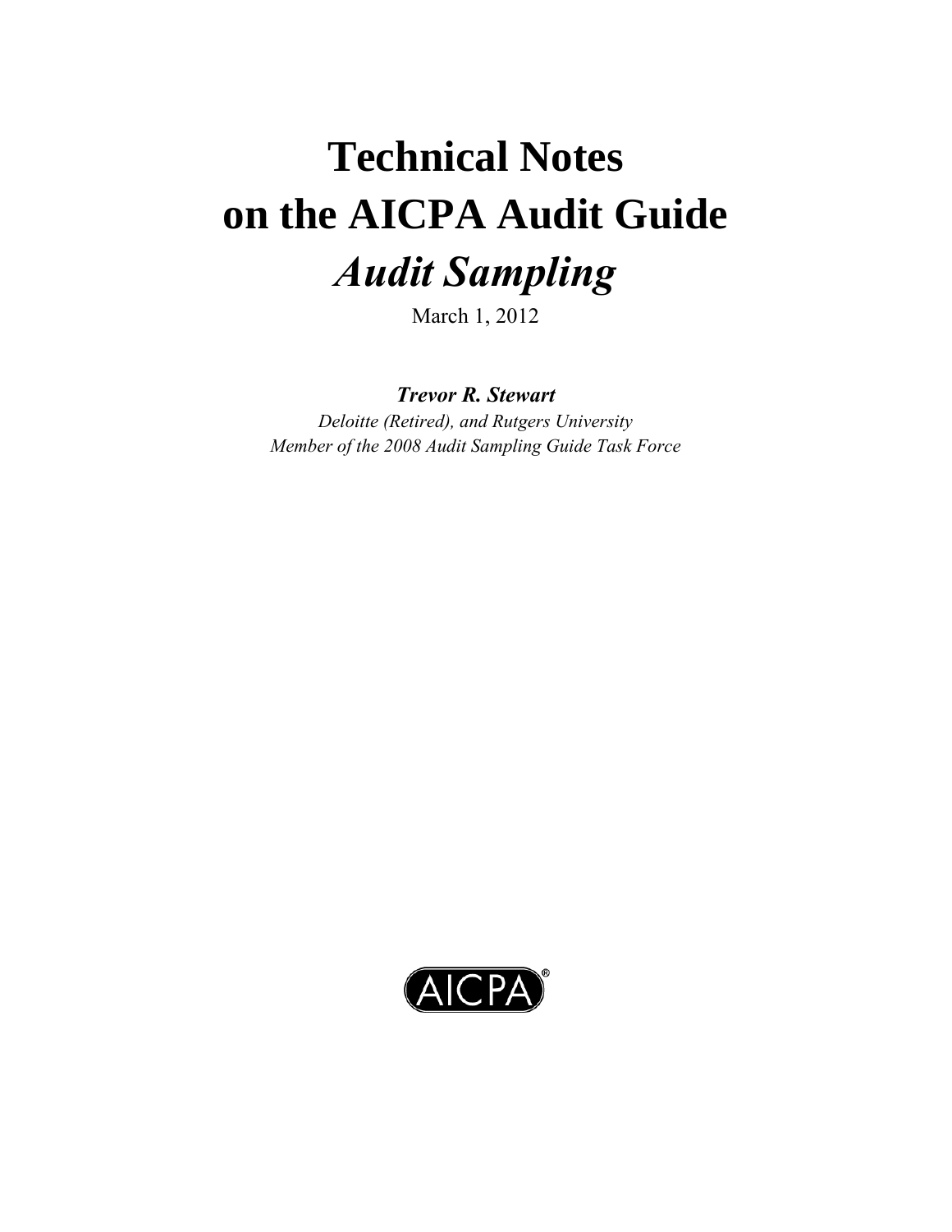# Technical Notes on the AICPA Audit Guide *Audit Sampling*

March 1, 2012

***Trevor R. Stewart***

*Deloitte (Retired), and Rutgers University*

*Member of the 2008 Audit Sampling Guide Task Force*

AICPA®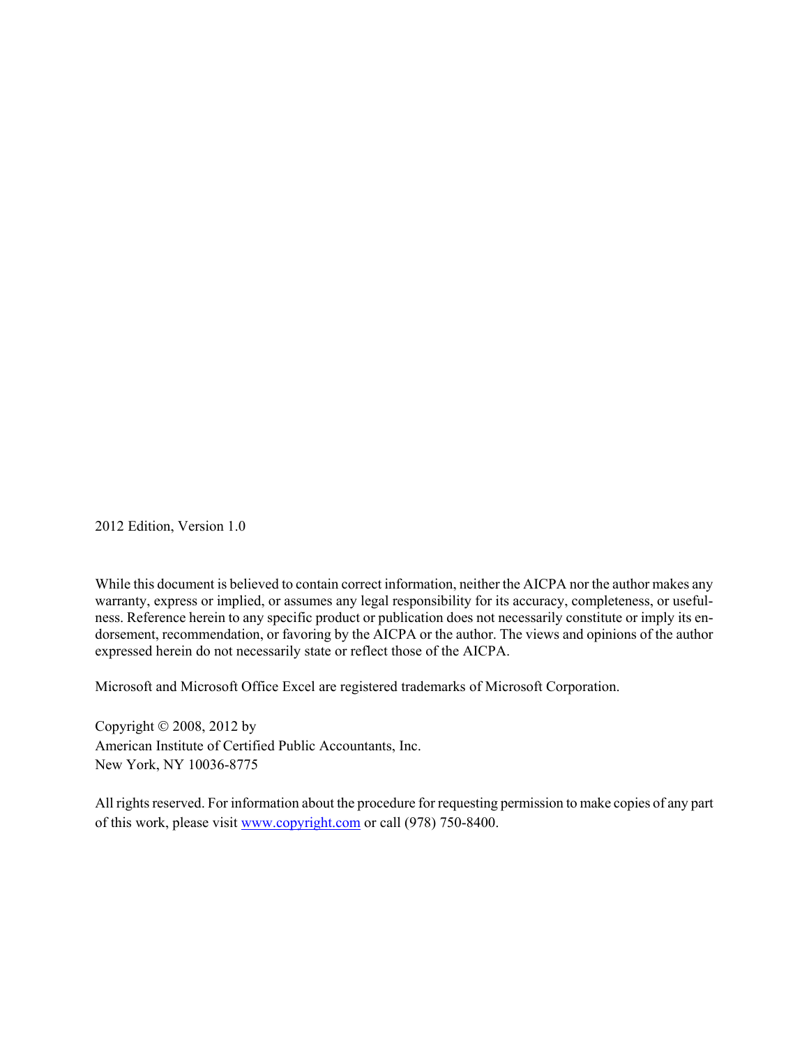2012 Edition, Version 1.0

While this document is believed to contain correct information, neither the AICPA nor the author makes any warranty, express or implied, or assumes any legal responsibility for its accuracy, completeness, or usefulness. Reference herein to any specific product or publication does not necessarily constitute or imply its endorsement, recommendation, or favoring by the AICPA or the author. The views and opinions of the author expressed herein do not necessarily state or reflect those of the AICPA.

Microsoft and Microsoft Office Excel are registered trademarks of Microsoft Corporation.

Copyright © 2008, 2012 by
American Institute of Certified Public Accountants, Inc.
New York, NY 10036-8775

All rights reserved. For information about the procedure for requesting permission to make copies of any part of this work, please visit [www.copyright.com](http://www.copyright.com) or call (978) 750-8400.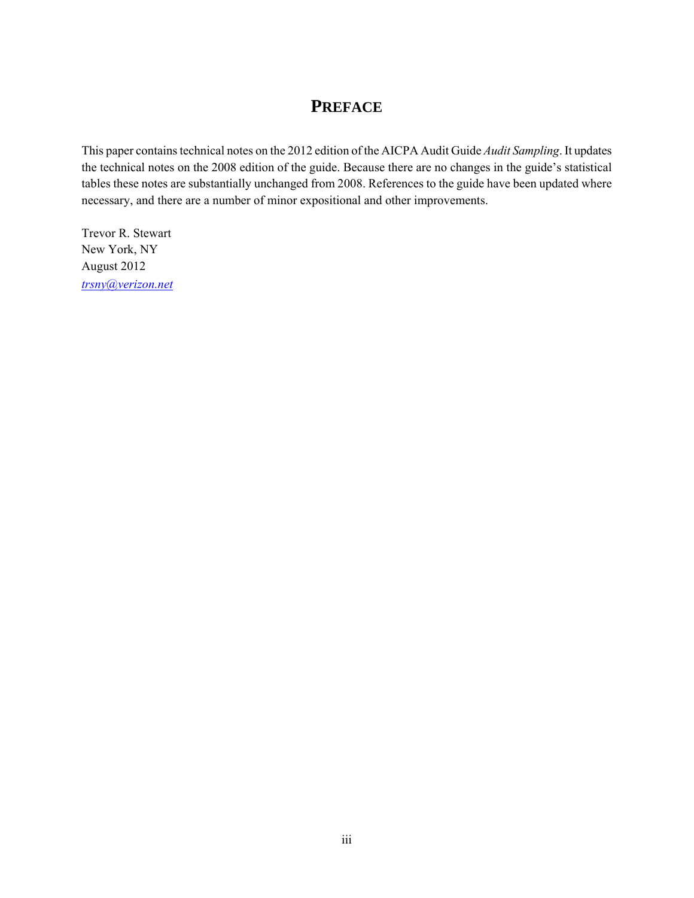# PREFACE

This paper contains technical notes on the 2012 edition of the AICPA Audit Guide *Audit Sampling*. It updates the technical notes on the 2008 edition of the guide. Because there are no changes in the guide's statistical tables these notes are substantially unchanged from 2008. References to the guide have been updated where necessary, and there are a number of minor expositional and other improvements.

Trevor R. Stewart
New York, NY
August 2012
*trsny@verizon.net*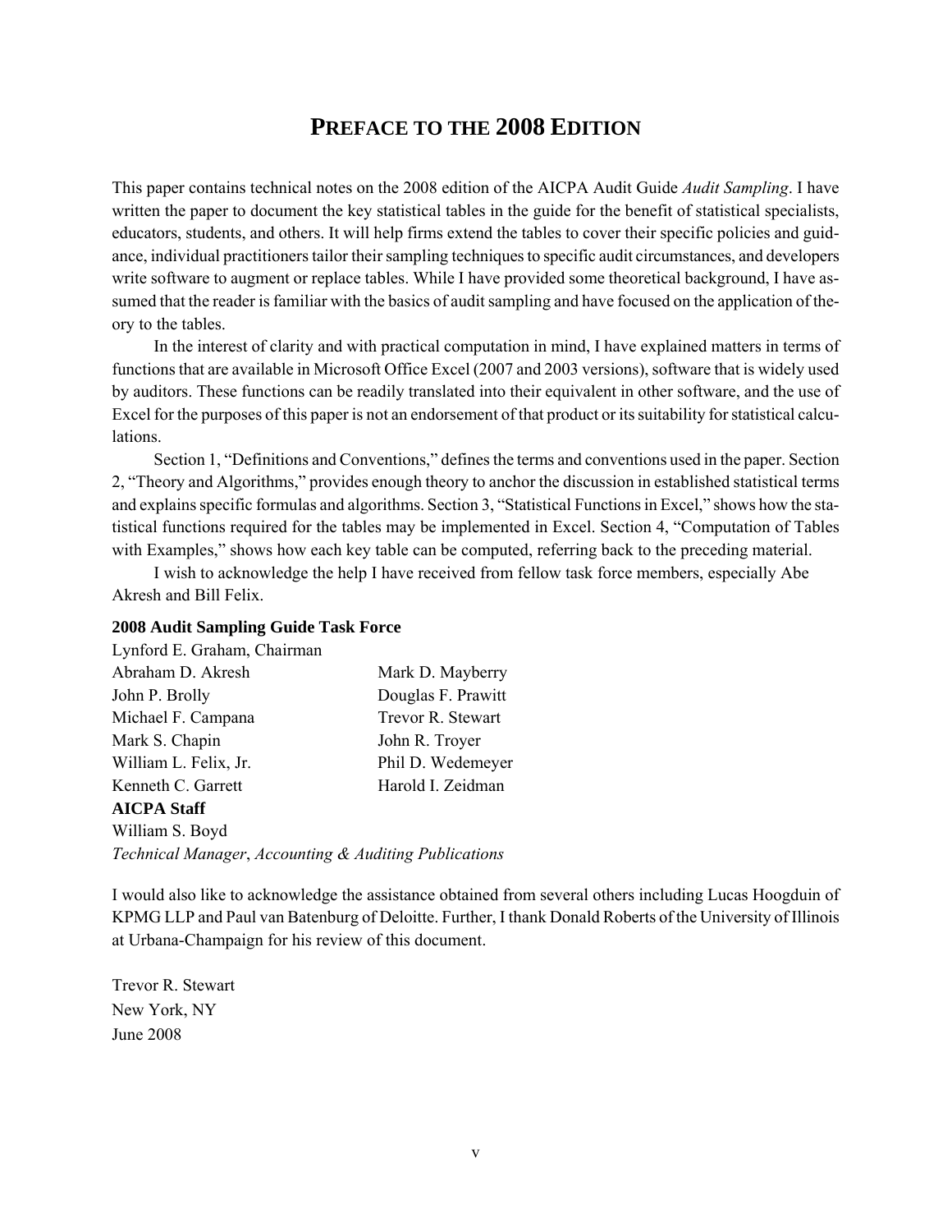# PREFACE TO THE 2008 EDITION

This paper contains technical notes on the 2008 edition of the AICPA Audit Guide *Audit Sampling*. I have written the paper to document the key statistical tables in the guide for the benefit of statistical specialists, educators, students, and others. It will help firms extend the tables to cover their specific policies and guidance, individual practitioners tailor their sampling techniques to specific audit circumstances, and developers write software to augment or replace tables. While I have provided some theoretical background, I have assumed that the reader is familiar with the basics of audit sampling and have focused on the application of theory to the tables.

In the interest of clarity and with practical computation in mind, I have explained matters in terms of functions that are available in Microsoft Office Excel (2007 and 2003 versions), software that is widely used by auditors. These functions can be readily translated into their equivalent in other software, and the use of Excel for the purposes of this paper is not an endorsement of that product or its suitability for statistical calculations.

Section 1, "Definitions and Conventions," defines the terms and conventions used in the paper. Section 2, "Theory and Algorithms," provides enough theory to anchor the discussion in established statistical terms and explains specific formulas and algorithms. Section 3, "Statistical Functions in Excel," shows how the statistical functions required for the tables may be implemented in Excel. Section 4, "Computation of Tables with Examples," shows how each key table can be computed, referring back to the preceding material.

I wish to acknowledge the help I have received from fellow task force members, especially Abe Akresh and Bill Felix.

**2008 Audit Sampling Guide Task Force**

Lynford E. Graham, Chairman

| | |
|---|---|
| Abraham D. Akresh | Mark D. Mayberry |
| John P. Brolly | Douglas F. Prawitt |
| Michael F. Campana | Trevor R. Stewart |
| Mark S. Chapin | John R. Troyer |
| William L. Felix, Jr. | Phil D. Wedemeyer |
| Kenneth C. Garrett | Harold I. Zeidman |

**AICPA Staff**

William S. Boyd
*Technical Manager*, *Accounting & Auditing Publications*

I would also like to acknowledge the assistance obtained from several others including Lucas Hoogduin of KPMG LLP and Paul van Batenburg of Deloitte. Further, I thank Donald Roberts of the University of Illinois at Urbana-Champaign for his review of this document.

Trevor R. Stewart
New York, NY
June 2008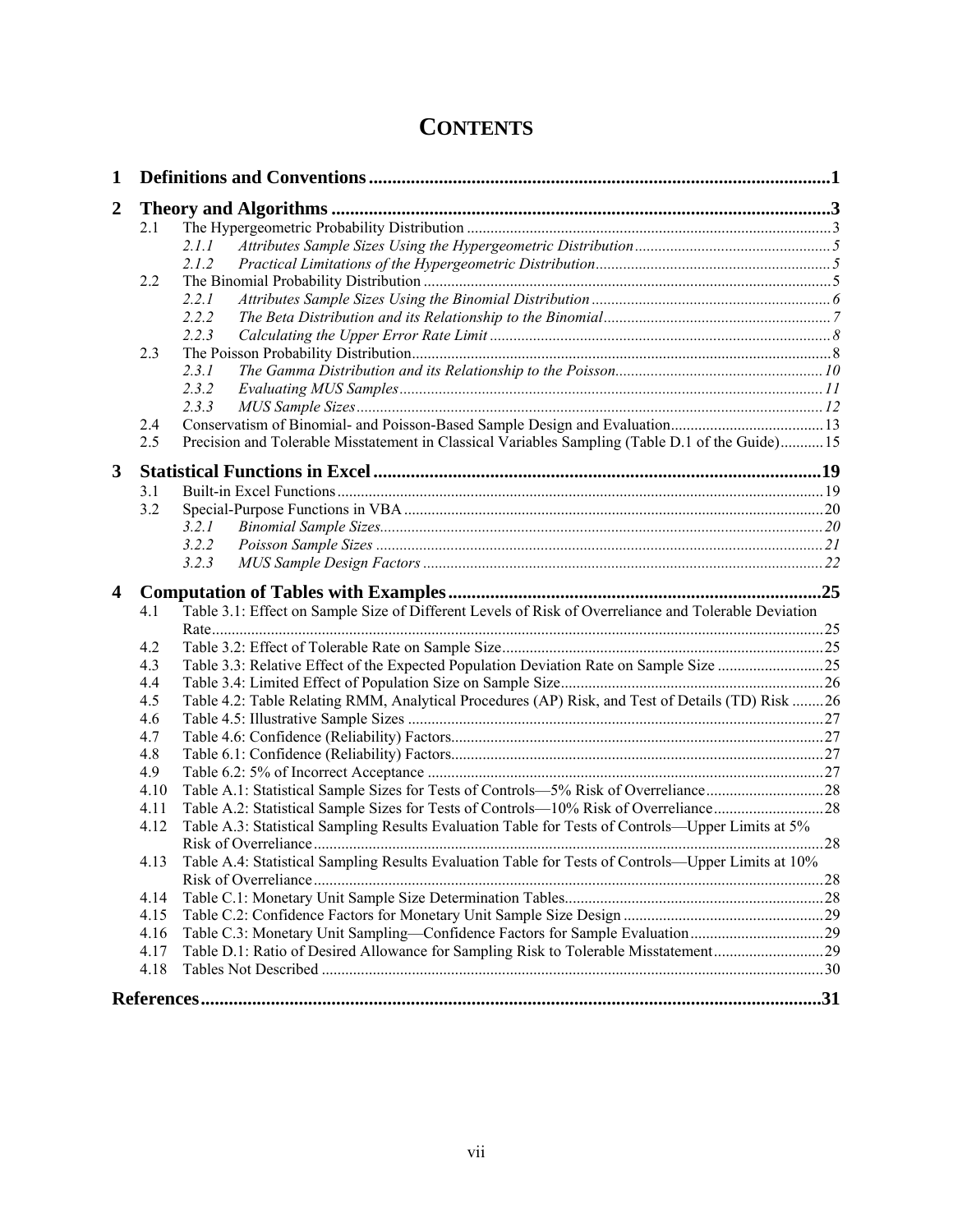# CONTENTS

**1 Definitions and Conventions ........................................................................................1**

**2 Theory and Algorithms .................................................................................................3**

- 2.1 The Hypergeometric Probability Distribution ........................................................................3
  - *2.1.1 Attributes Sample Sizes Using the Hypergeometric Distribution ........................................5*
  - *2.1.2 Practical Limitations of the Hypergeometric Distribution .................................................5*
- 2.2 The Binomial Probability Distribution ...................................................................................5
  - *2.2.1 Attributes Sample Sizes Using the Binomial Distribution ..................................................6*
  - *2.2.2 The Beta Distribution and its Relationship to the Binomial ...............................................7*
  - *2.2.3 Calculating the Upper Error Rate Limit ...........................................................................8*
- 2.3 The Poisson Probability Distribution .....................................................................................8
  - *2.3.1 The Gamma Distribution and its Relationship to the Poisson ..........................................10*
  - *2.3.2 Evaluating MUS Samples ...............................................................................................11*
  - *2.3.3 MUS Sample Sizes .........................................................................................................12*
- 2.4 Conservatism of Binomial- and Poisson-Based Sample Design and Evaluation ......................13
- 2.5 Precision and Tolerable Misstatement in Classical Variables Sampling (Table D.1 of the Guide) ...........15

**3 Statistical Functions in Excel .......................................................................................19**

- 3.1 Built-in Excel Functions .....................................................................................................19
- 3.2 Special-Purpose Functions in VBA ......................................................................................20
  - *3.2.1 Binomial Sample Sizes ...................................................................................................20*
  - *3.2.2 Poisson Sample Sizes ....................................................................................................21*
  - *3.2.3 MUS Sample Design Factors .........................................................................................22*

**4 Computation of Tables with Examples ......................................................................25**

- 4.1 Table 3.1: Effect on Sample Size of Different Levels of Risk of Overreliance and Tolerable Deviation Rate ..................................................................................................................25
- 4.2 Table 3.2: Effect of Tolerable Rate on Sample Size ..............................................................25
- 4.3 Table 3.3: Relative Effect of the Expected Population Deviation Rate on Sample Size ...........25
- 4.4 Table 3.4: Limited Effect of Population Size on Sample Size .................................................26
- 4.5 Table 4.2: Table Relating RMM, Analytical Procedures (AP) Risk, and Test of Details (TD) Risk ........26
- 4.6 Table 4.5: Illustrative Sample Sizes ....................................................................................27
- 4.7 Table 4.6: Confidence (Reliability) Factors ..........................................................................27
- 4.8 Table 6.1: Confidence (Reliability) Factors ..........................................................................27
- 4.9 Table 6.2: 5% of Incorrect Acceptance ................................................................................27
- 4.10 Table A.1: Statistical Sample Sizes for Tests of Controls—5% Risk of Overreliance .............28
- 4.11 Table A.2: Statistical Sample Sizes for Tests of Controls—10% Risk of Overreliance ...........28
- 4.12 Table A.3: Statistical Sampling Results Evaluation Table for Tests of Controls—Upper Limits at 5% Risk of Overreliance ..........................................................................................................28
- 4.13 Table A.4: Statistical Sampling Results Evaluation Table for Tests of Controls—Upper Limits at 10% Risk of Overreliance ..........................................................................................................28
- 4.14 Table C.1: Monetary Unit Sample Size Determination Tables ...............................................28
- 4.15 Table C.2: Confidence Factors for Monetary Unit Sample Size Design ..................................29
- 4.16 Table C.3: Monetary Unit Sampling—Confidence Factors for Sample Evaluation ..................29
- 4.17 Table D.1: Ratio of Desired Allowance for Sampling Risk to Tolerable Misstatement ............29
- 4.18 Tables Not Described .........................................................................................................30

**References ...........................................................................................................................31**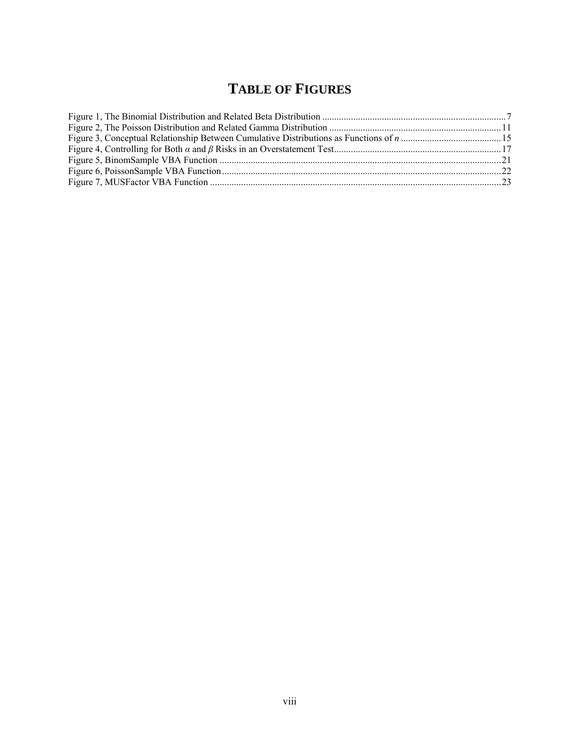# TABLE OF FIGURES

Figure 1, The Binomial Distribution and Related Beta Distribution ........................................................................... 7
Figure 2, The Poisson Distribution and Related Gamma Distribution ...................................................................... 11
Figure 3, Conceptual Relationship Between Cumulative Distributions as Functions of $n$ ......................................... 15
Figure 4, Controlling for Both $\alpha$ and $\beta$ Risks in an Overstatement Test..................................................................... 17
Figure 5, BinomSample VBA Function .................................................................................................................... 21
Figure 6, PoissonSample VBA Function.................................................................................................................... 22
Figure 7, MUSFactor VBA Function ........................................................................................................................ 23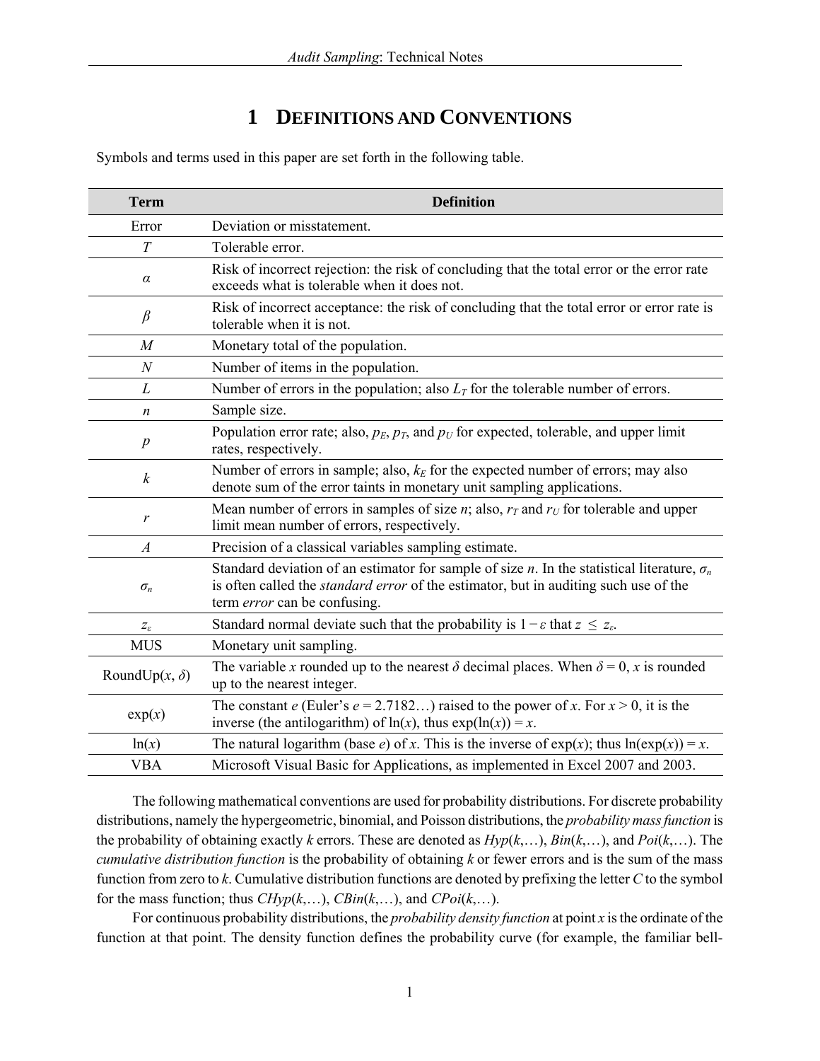# 1 Definitions and Conventions

Symbols and terms used in this paper are set forth in the following table.

| Term | Definition |
|---|---|
| Error | Deviation or misstatement. |
| $T$ | Tolerable error. |
| $\alpha$ | Risk of incorrect rejection: the risk of concluding that the total error or the error rate exceeds what is tolerable when it does not. |
| $\beta$ | Risk of incorrect acceptance: the risk of concluding that the total error or error rate is tolerable when it is not. |
| $M$ | Monetary total of the population. |
| $N$ | Number of items in the population. |
| $L$ | Number of errors in the population; also $L_T$ for the tolerable number of errors. |
| $n$ | Sample size. |
| $p$ | Population error rate; also, $p_E$, $p_T$, and $p_U$ for expected, tolerable, and upper limit rates, respectively. |
| $k$ | Number of errors in sample; also, $k_E$ for the expected number of errors; may also denote sum of the error taints in monetary unit sampling applications. |
| $r$ | Mean number of errors in samples of size $n$; also, $r_T$ and $r_U$ for tolerable and upper limit mean number of errors, respectively. |
| $A$ | Precision of a classical variables sampling estimate. |
| $\sigma_n$ | Standard deviation of an estimator for sample of size $n$. In the statistical literature, $\sigma_n$ is often called the *standard error* of the estimator, but in auditing such use of the term *error* can be confusing. |
| $z_\varepsilon$ | Standard normal deviate such that the probability is $1 - \varepsilon$ that $z \leq z_\varepsilon$. |
| MUS | Monetary unit sampling. |
| RoundUp($x$, $\delta$) | The variable $x$ rounded up to the nearest $\delta$ decimal places. When $\delta = 0$, $x$ is rounded up to the nearest integer. |
| exp($x$) | The constant $e$ (Euler's $e = 2.7182\ldots$) raised to the power of $x$. For $x > 0$, it is the inverse (the antilogarithm) of ln($x$), thus $\exp(\ln(x)) = x$. |
| ln($x$) | The natural logarithm (base $e$) of $x$. This is the inverse of exp($x$); thus $\ln(\exp(x)) = x$. |
| VBA | Microsoft Visual Basic for Applications, as implemented in Excel 2007 and 2003. |

The following mathematical conventions are used for probability distributions. For discrete probability distributions, namely the hypergeometric, binomial, and Poisson distributions, the *probability mass function* is the probability of obtaining exactly $k$ errors. These are denoted as $Hyp(k,\ldots)$, $Bin(k,\ldots)$, and $Poi(k,\ldots)$. The *cumulative distribution function* is the probability of obtaining $k$ or fewer errors and is the sum of the mass function from zero to $k$. Cumulative distribution functions are denoted by prefixing the letter $C$ to the symbol for the mass function; thus $CHyp(k,\ldots)$, $CBin(k,\ldots)$, and $CPoi(k,\ldots)$.

For continuous probability distributions, the *probability density function* at point $x$ is the ordinate of the function at that point. The density function defines the probability curve (for example, the familiar bell-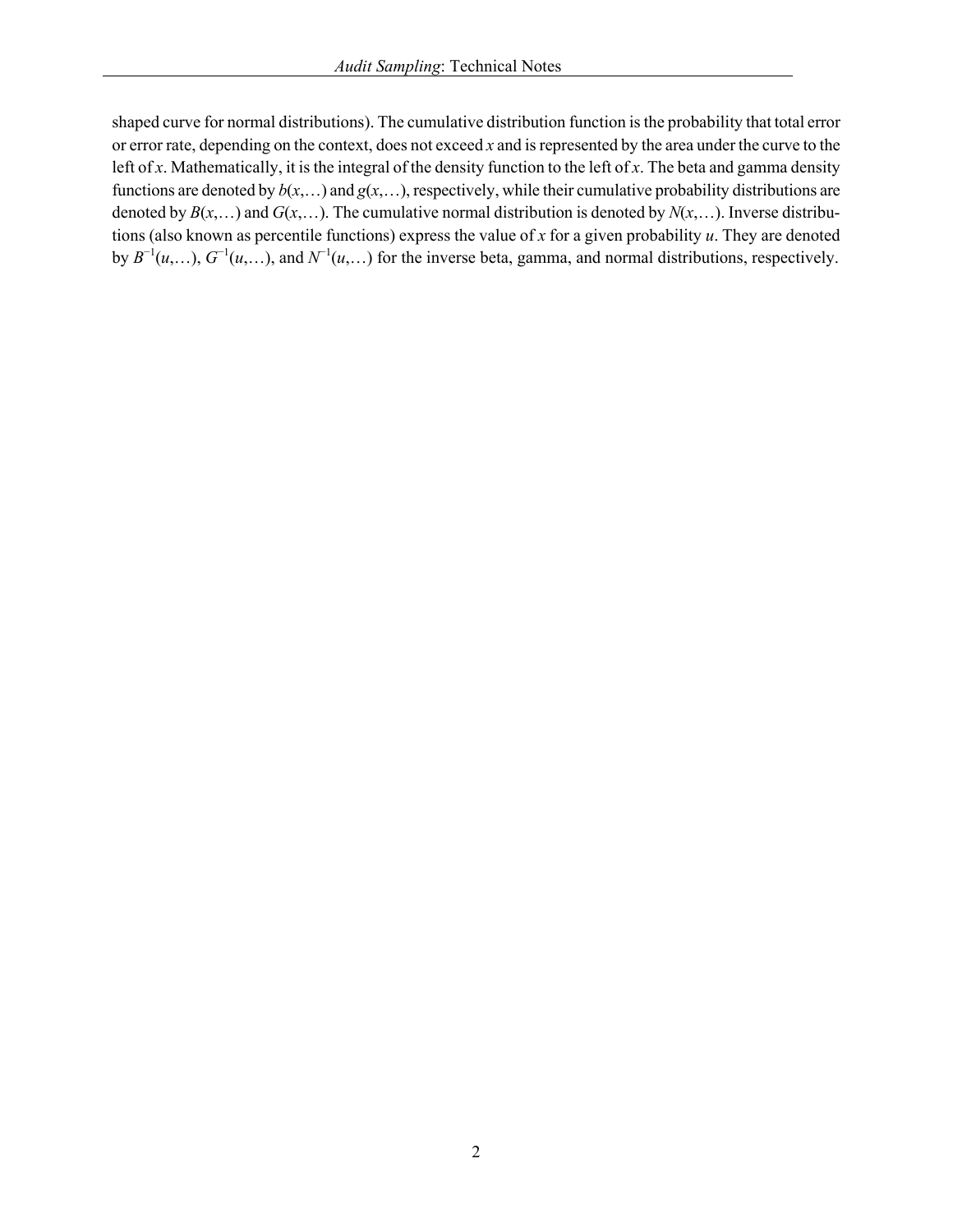shaped curve for normal distributions). The cumulative distribution function is the probability that total error or error rate, depending on the context, does not exceed $x$ and is represented by the area under the curve to the left of $x$. Mathematically, it is the integral of the density function to the left of $x$. The beta and gamma density functions are denoted by $b(x,\ldots)$ and $g(x,\ldots)$, respectively, while their cumulative probability distributions are denoted by $B(x,\ldots)$ and $G(x,\ldots)$. The cumulative normal distribution is denoted by $N(x,\ldots)$. Inverse distributions (also known as percentile functions) express the value of $x$ for a given probability $u$. They are denoted by $B^{-1}(u,\ldots)$, $G^{-1}(u,\ldots)$, and $N^{-1}(u,\ldots)$ for the inverse beta, gamma, and normal distributions, respectively.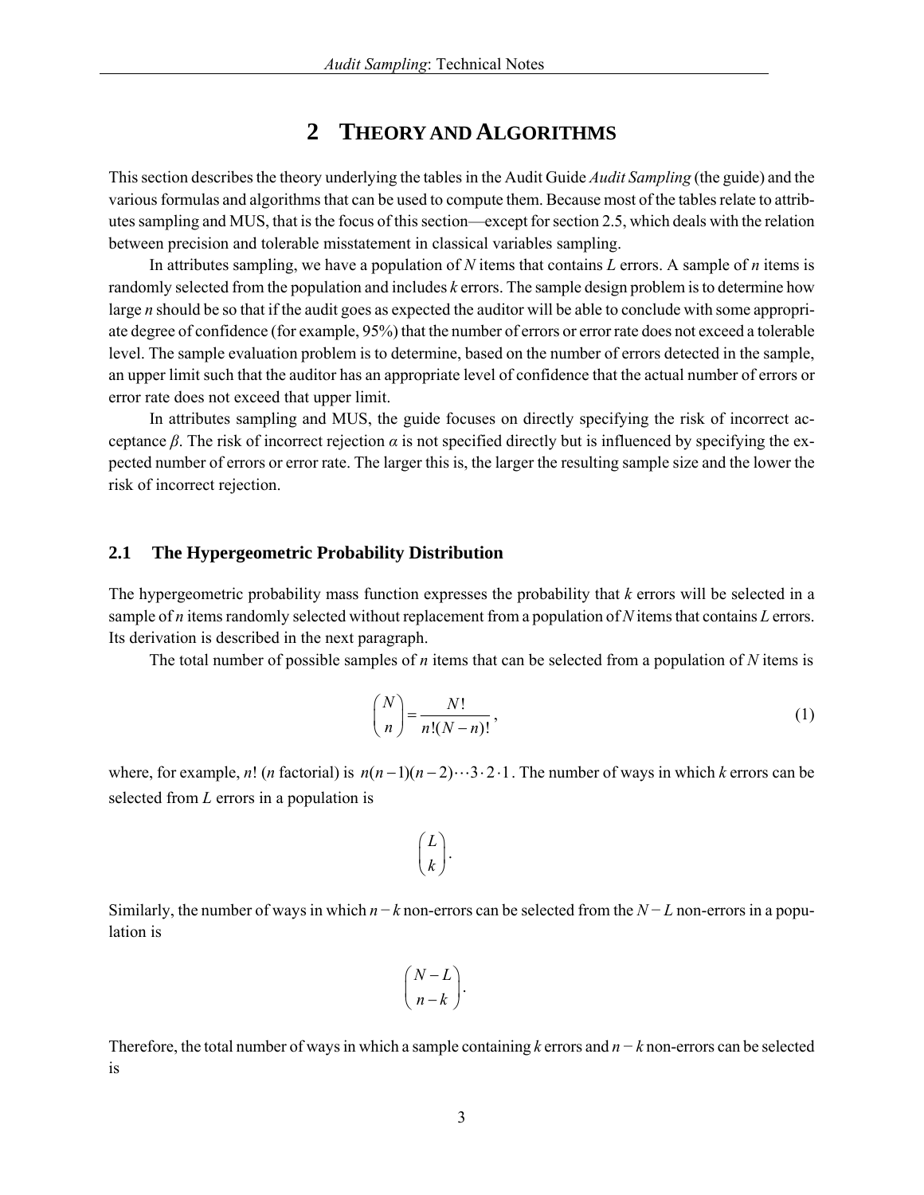# 2 Theory and Algorithms

This section describes the theory underlying the tables in the Audit Guide *Audit Sampling* (the guide) and the various formulas and algorithms that can be used to compute them. Because most of the tables relate to attributes sampling and MUS, that is the focus of this section—except for section 2.5, which deals with the relation between precision and tolerable misstatement in classical variables sampling.

In attributes sampling, we have a population of $N$ items that contains $L$ errors. A sample of $n$ items is randomly selected from the population and includes $k$ errors. The sample design problem is to determine how large $n$ should be so that if the audit goes as expected the auditor will be able to conclude with some appropriate degree of confidence (for example, 95%) that the number of errors or error rate does not exceed a tolerable level. The sample evaluation problem is to determine, based on the number of errors detected in the sample, an upper limit such that the auditor has an appropriate level of confidence that the actual number of errors or error rate does not exceed that upper limit.

In attributes sampling and MUS, the guide focuses on directly specifying the risk of incorrect acceptance $\beta$. The risk of incorrect rejection $\alpha$ is not specified directly but is influenced by specifying the expected number of errors or error rate. The larger this is, the larger the resulting sample size and the lower the risk of incorrect rejection.

## 2.1 The Hypergeometric Probability Distribution

The hypergeometric probability mass function expresses the probability that $k$ errors will be selected in a sample of $n$ items randomly selected without replacement from a population of $N$ items that contains $L$ errors. Its derivation is described in the next paragraph.

The total number of possible samples of $n$ items that can be selected from a population of $N$ items is

$$\binom{N}{n} = \frac{N!}{n!(N-n)!}, \tag{1}$$

where, for example, $n!$ ($n$ factorial) is $n(n-1)(n-2)\cdots 3\cdot 2\cdot 1$. The number of ways in which $k$ errors can be selected from $L$ errors in a population is

$$\binom{L}{k}.$$

Similarly, the number of ways in which $n-k$ non-errors can be selected from the $N-L$ non-errors in a population is

$$\binom{N-L}{n-k}.$$

Therefore, the total number of ways in which a sample containing $k$ errors and $n-k$ non-errors can be selected is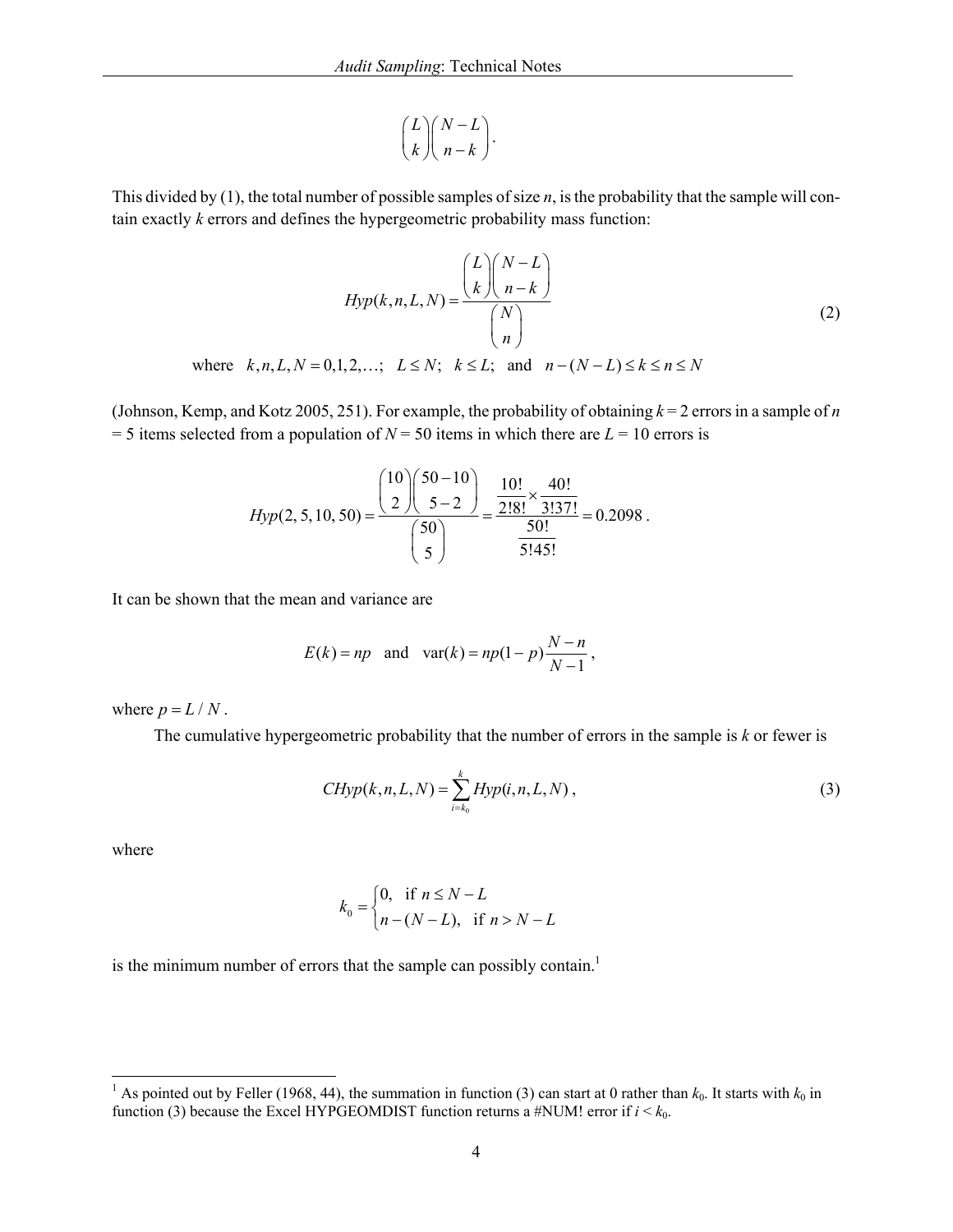$$\binom{L}{k}\binom{N-L}{n-k}.$$

This divided by (1), the total number of possible samples of size $n$, is the probability that the sample will contain exactly $k$ errors and defines the hypergeometric probability mass function:

$$Hyp(k,n,L,N) = \frac{\binom{L}{k}\binom{N-L}{n-k}}{\binom{N}{n}} \tag{2}$$

$$\text{where} \quad k,n,L,N = 0,1,2,\ldots; \quad L \le N; \quad k \le L; \quad \text{and} \quad n-(N-L) \le k \le n \le N$$

(Johnson, Kemp, and Kotz 2005, 251). For example, the probability of obtaining $k = 2$ errors in a sample of $n = 5$ items selected from a population of $N = 50$ items in which there are $L = 10$ errors is

$$Hyp(2,5,10,50) = \frac{\binom{10}{2}\binom{50-10}{5-2}}{\binom{50}{5}} = \frac{\frac{10!}{2!8!}\times\frac{40!}{3!37!}}{\frac{50!}{5!45!}} = 0.2098\,.$$

It can be shown that the mean and variance are

$$E(k) = np \quad \text{and} \quad \operatorname{var}(k) = np(1-p)\frac{N-n}{N-1},$$

where $p = L/N$.

The cumulative hypergeometric probability that the number of errors in the sample is $k$ or fewer is

$$CHyp(k,n,L,N) = \sum_{i=k_0}^{k} Hyp(i,n,L,N)\,, \tag{3}$$

where

$$k_0 = \begin{cases} 0, & \text{if } n \le N-L \\ n-(N-L), & \text{if } n > N-L \end{cases}$$

is the minimum number of errors that the sample can possibly contain.[1]

---

[1] As pointed out by Feller (1968, 44), the summation in function (3) can start at 0 rather than $k_0$. It starts with $k_0$ in function (3) because the Excel HYPGEOMDIST function returns a #NUM! error if $i < k_0$.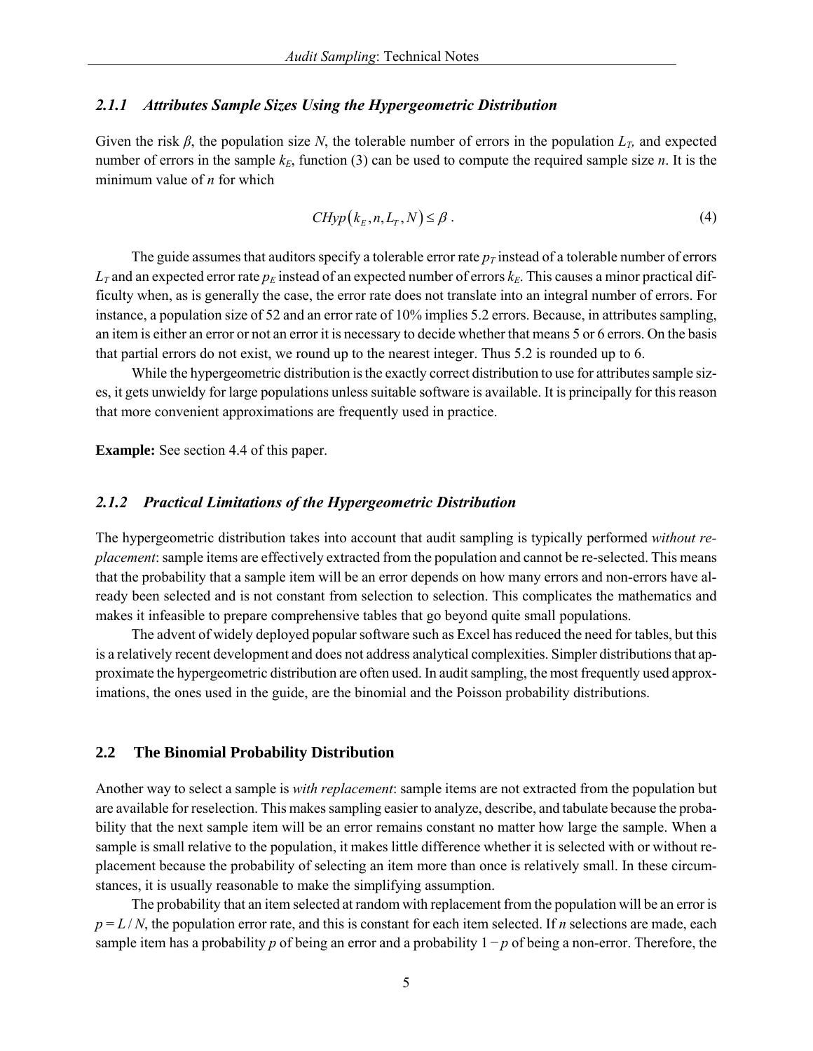### 2.1.1 *Attributes Sample Sizes Using the Hypergeometric Distribution*

Given the risk $\beta$, the population size $N$, the tolerable number of errors in the population $L_T$, and expected number of errors in the sample $k_E$, function (3) can be used to compute the required sample size $n$. It is the minimum value of $n$ for which

$$CHyp(k_E, n, L_T, N) \leq \beta \; . \tag{4}$$

The guide assumes that auditors specify a tolerable error rate $p_T$ instead of a tolerable number of errors $L_T$ and an expected error rate $p_E$ instead of an expected number of errors $k_E$. This causes a minor practical difficulty when, as is generally the case, the error rate does not translate into an integral number of errors. For instance, a population size of 52 and an error rate of 10% implies 5.2 errors. Because, in attributes sampling, an item is either an error or not an error it is necessary to decide whether that means 5 or 6 errors. On the basis that partial errors do not exist, we round up to the nearest integer. Thus 5.2 is rounded up to 6.

While the hypergeometric distribution is the exactly correct distribution to use for attributes sample sizes, it gets unwieldy for large populations unless suitable software is available. It is principally for this reason that more convenient approximations are frequently used in practice.

**Example:** See section 4.4 of this paper.

### 2.1.2 *Practical Limitations of the Hypergeometric Distribution*

The hypergeometric distribution takes into account that audit sampling is typically performed *without replacement*: sample items are effectively extracted from the population and cannot be re-selected. This means that the probability that a sample item will be an error depends on how many errors and non-errors have already been selected and is not constant from selection to selection. This complicates the mathematics and makes it infeasible to prepare comprehensive tables that go beyond quite small populations.

The advent of widely deployed popular software such as Excel has reduced the need for tables, but this is a relatively recent development and does not address analytical complexities. Simpler distributions that approximate the hypergeometric distribution are often used. In audit sampling, the most frequently used approximations, the ones used in the guide, are the binomial and the Poisson probability distributions.

## 2.2 The Binomial Probability Distribution

Another way to select a sample is *with replacement*: sample items are not extracted from the population but are available for reselection. This makes sampling easier to analyze, describe, and tabulate because the probability that the next sample item will be an error remains constant no matter how large the sample. When a sample is small relative to the population, it makes little difference whether it is selected with or without replacement because the probability of selecting an item more than once is relatively small. In these circumstances, it is usually reasonable to make the simplifying assumption.

The probability that an item selected at random with replacement from the population will be an error is $p = L / N$, the population error rate, and this is constant for each item selected. If $n$ selections are made, each sample item has a probability $p$ of being an error and a probability $1 - p$ of being a non-error. Therefore, the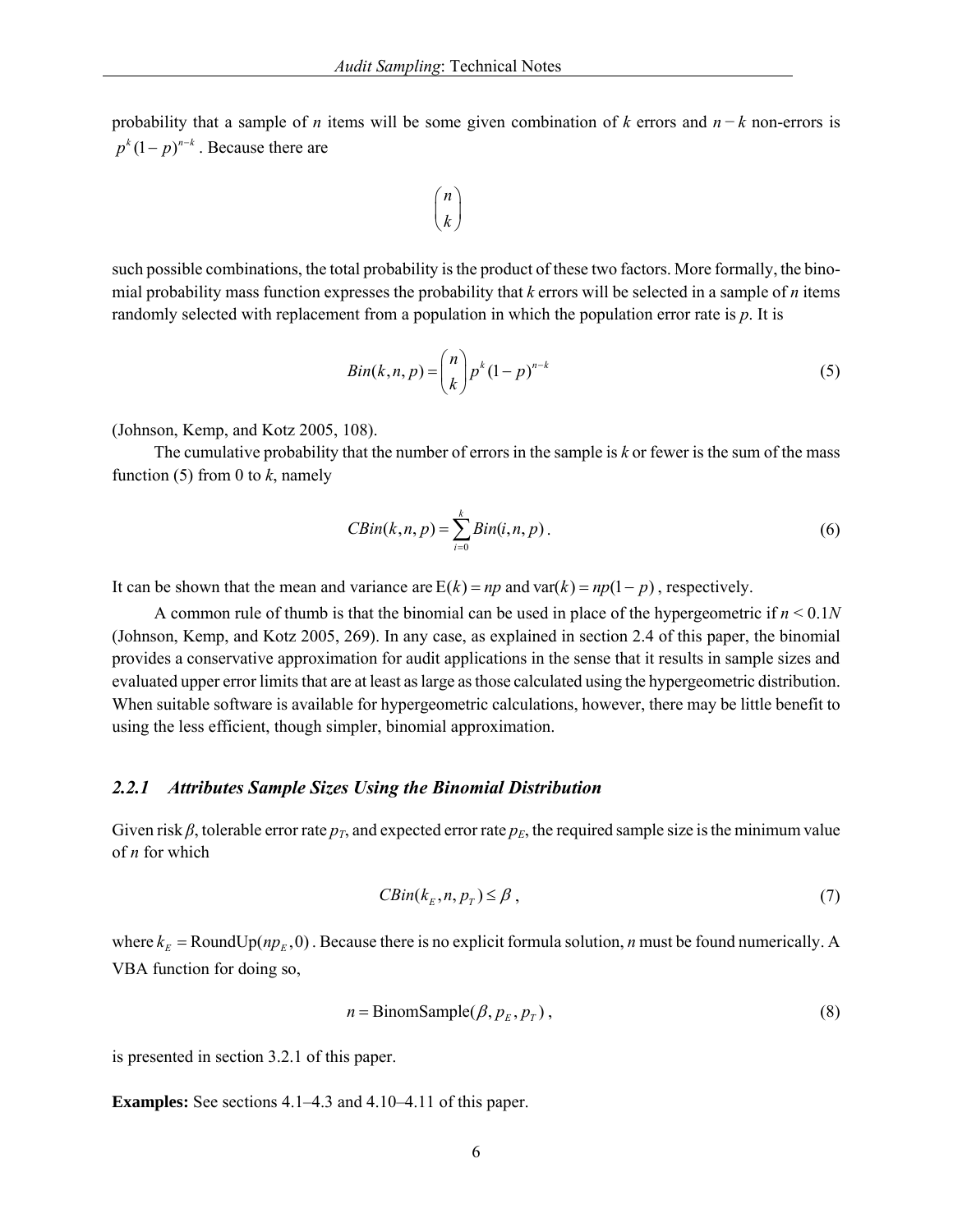probability that a sample of $n$ items will be some given combination of $k$ errors and $n - k$ non-errors is $p^k(1-p)^{n-k}$. Because there are

$$\binom{n}{k}$$

such possible combinations, the total probability is the product of these two factors. More formally, the binomial probability mass function expresses the probability that $k$ errors will be selected in a sample of $n$ items randomly selected with replacement from a population in which the population error rate is $p$. It is

$$Bin(k,n,p) = \binom{n}{k} p^k (1-p)^{n-k} \tag{5}$$

(Johnson, Kemp, and Kotz 2005, 108).

The cumulative probability that the number of errors in the sample is $k$ or fewer is the sum of the mass function (5) from 0 to $k$, namely

$$CBin(k,n,p) = \sum_{i=0}^{k} Bin(i,n,p) \,. \tag{6}$$

It can be shown that the mean and variance are $\mathrm{E}(k) = np$ and $\mathrm{var}(k) = np(1-p)$, respectively.

A common rule of thumb is that the binomial can be used in place of the hypergeometric if $n < 0.1N$ (Johnson, Kemp, and Kotz 2005, 269). In any case, as explained in section 2.4 of this paper, the binomial provides a conservative approximation for audit applications in the sense that it results in sample sizes and evaluated upper error limits that are at least as large as those calculated using the hypergeometric distribution. When suitable software is available for hypergeometric calculations, however, there may be little benefit to using the less efficient, though simpler, binomial approximation.

### *2.2.1 Attributes Sample Sizes Using the Binomial Distribution*

Given risk $\beta$, tolerable error rate $p_T$, and expected error rate $p_E$, the required sample size is the minimum value of $n$ for which

$$CBin(k_E, n, p_T) \le \beta \,, \tag{7}$$

where $k_E = \mathrm{RoundUp}(np_E, 0)$. Because there is no explicit formula solution, $n$ must be found numerically. A VBA function for doing so,

$$n = \mathrm{BinomSample}(\beta, p_E, p_T) \,, \tag{8}$$

is presented in section 3.2.1 of this paper.

**Examples:** See sections 4.1–4.3 and 4.10–4.11 of this paper.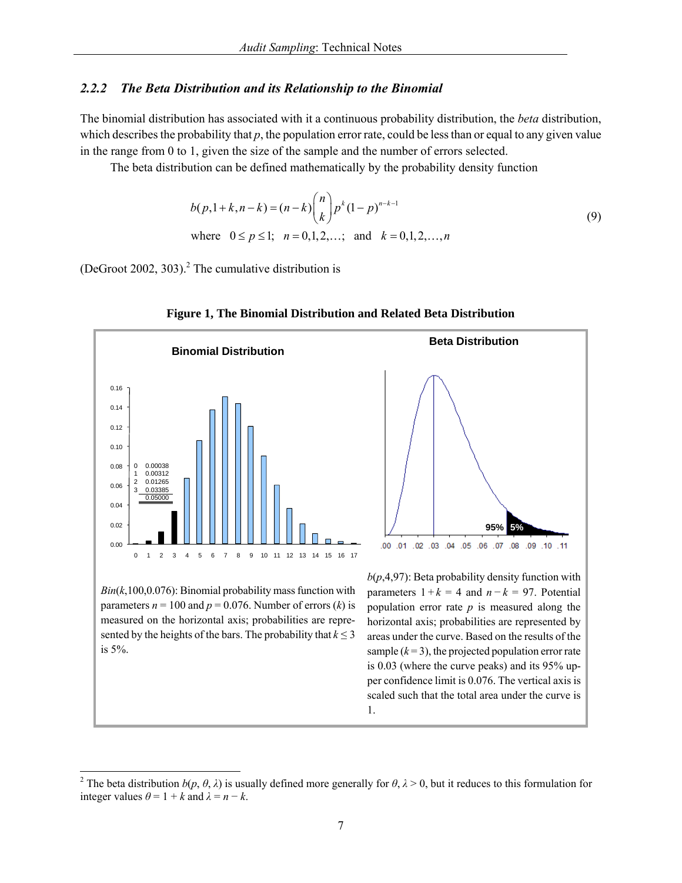### 2.2.2 *The Beta Distribution and its Relationship to the Binomial*

The binomial distribution has associated with it a continuous probability distribution, the *beta* distribution, which describes the probability that $p$, the population error rate, could be less than or equal to any given value in the range from 0 to 1, given the size of the sample and the number of errors selected.

The beta distribution can be defined mathematically by the probability density function

$$
b(p, 1+k, n-k) = (n-k)\binom{n}{k} p^{k}(1-p)^{n-k-1}
$$
$$
\text{where} \quad 0 \le p \le 1; \quad n = 0, 1, 2, \ldots; \quad \text{and} \quad k = 0, 1, 2, \ldots, n \tag{9}
$$

(DeGroot 2002, 303).[2] The cumulative distribution is

**Figure 1, The Binomial Distribution and Related Beta Distribution**

**Binomial Distribution**

| $k$ | Probability |
|---|---|
| 0 | 0.00038 |
| 1 | 0.00312 |
| 2 | 0.01265 |
| 3 | 0.03385 |
| | 0.05000 |

$Bin(k,100,0.076)$: Binomial probability mass function with parameters $n = 100$ and $p = 0.076$. Number of errors ($k$) is measured on the horizontal axis; probabilities are represented by the heights of the bars. The probability that $k \le 3$ is 5%.

**Beta Distribution**

$b(p,4,97)$: Beta probability density function with parameters $1 + k = 4$ and $n - k = 97$. Potential population error rate $p$ is measured along the horizontal axis; probabilities are represented by areas under the curve. Based on the results of the sample ($k = 3$), the projected population error rate is 0.03 (where the curve peaks) and its 95% upper confidence limit is 0.076. The vertical axis is scaled such that the total area under the curve is 1.

---

[2] The beta distribution $b(p, \theta, \lambda)$ is usually defined more generally for $\theta, \lambda > 0$, but it reduces to this formulation for integer values $\theta = 1 + k$ and $\lambda = n - k$.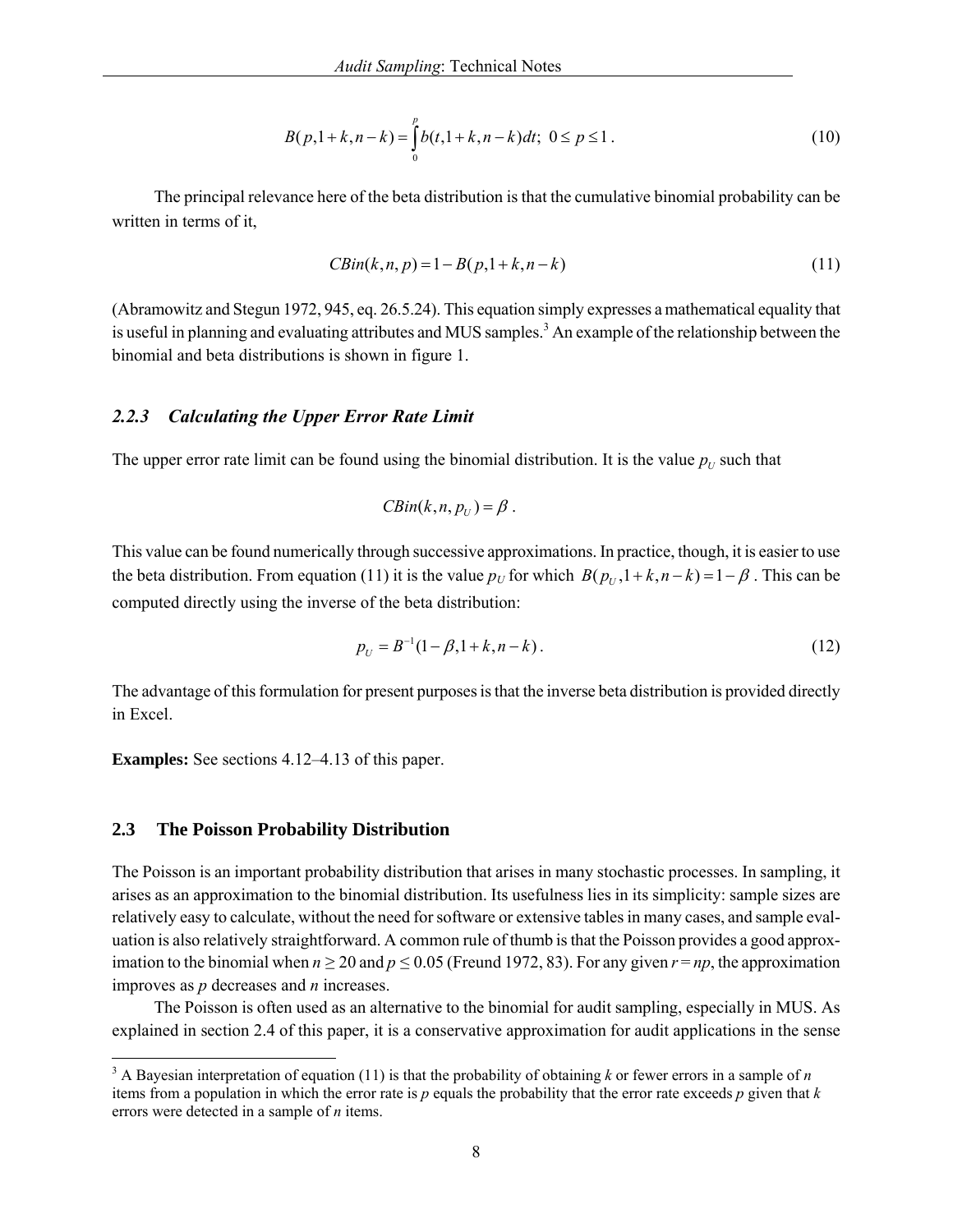$$B(p, 1+k, n-k) = \int_0^p b(t, 1+k, n-k)dt;\ 0 \le p \le 1\,. \tag{10}$$

The principal relevance here of the beta distribution is that the cumulative binomial probability can be written in terms of it,

$$CBin(k, n, p) = 1 - B(p, 1+k, n-k) \tag{11}$$

(Abramowitz and Stegun 1972, 945, eq. 26.5.24). This equation simply expresses a mathematical equality that is useful in planning and evaluating attributes and MUS samples.[3] An example of the relationship between the binomial and beta distributions is shown in figure 1.

### *2.2.3 Calculating the Upper Error Rate Limit*

The upper error rate limit can be found using the binomial distribution. It is the value $p_U$ such that

$$CBin(k, n, p_U) = \beta\,.$$

This value can be found numerically through successive approximations. In practice, though, it is easier to use the beta distribution. From equation (11) it is the value $p_U$ for which $B(p_U, 1+k, n-k) = 1-\beta$. This can be computed directly using the inverse of the beta distribution:

$$p_U = B^{-1}(1-\beta, 1+k, n-k)\,. \tag{12}$$

The advantage of this formulation for present purposes is that the inverse beta distribution is provided directly in Excel.

**Examples:** See sections 4.12–4.13 of this paper.

## 2.3 The Poisson Probability Distribution

The Poisson is an important probability distribution that arises in many stochastic processes. In sampling, it arises as an approximation to the binomial distribution. Its usefulness lies in its simplicity: sample sizes are relatively easy to calculate, without the need for software or extensive tables in many cases, and sample evaluation is also relatively straightforward. A common rule of thumb is that the Poisson provides a good approximation to the binomial when $n \ge 20$ and $p \le 0.05$ (Freund 1972, 83). For any given $r = np$, the approximation improves as $p$ decreases and $n$ increases.

The Poisson is often used as an alternative to the binomial for audit sampling, especially in MUS. As explained in section 2.4 of this paper, it is a conservative approximation for audit applications in the sense

[3] A Bayesian interpretation of equation (11) is that the probability of obtaining $k$ or fewer errors in a sample of $n$ items from a population in which the error rate is $p$ equals the probability that the error rate exceeds $p$ given that $k$ errors were detected in a sample of $n$ items.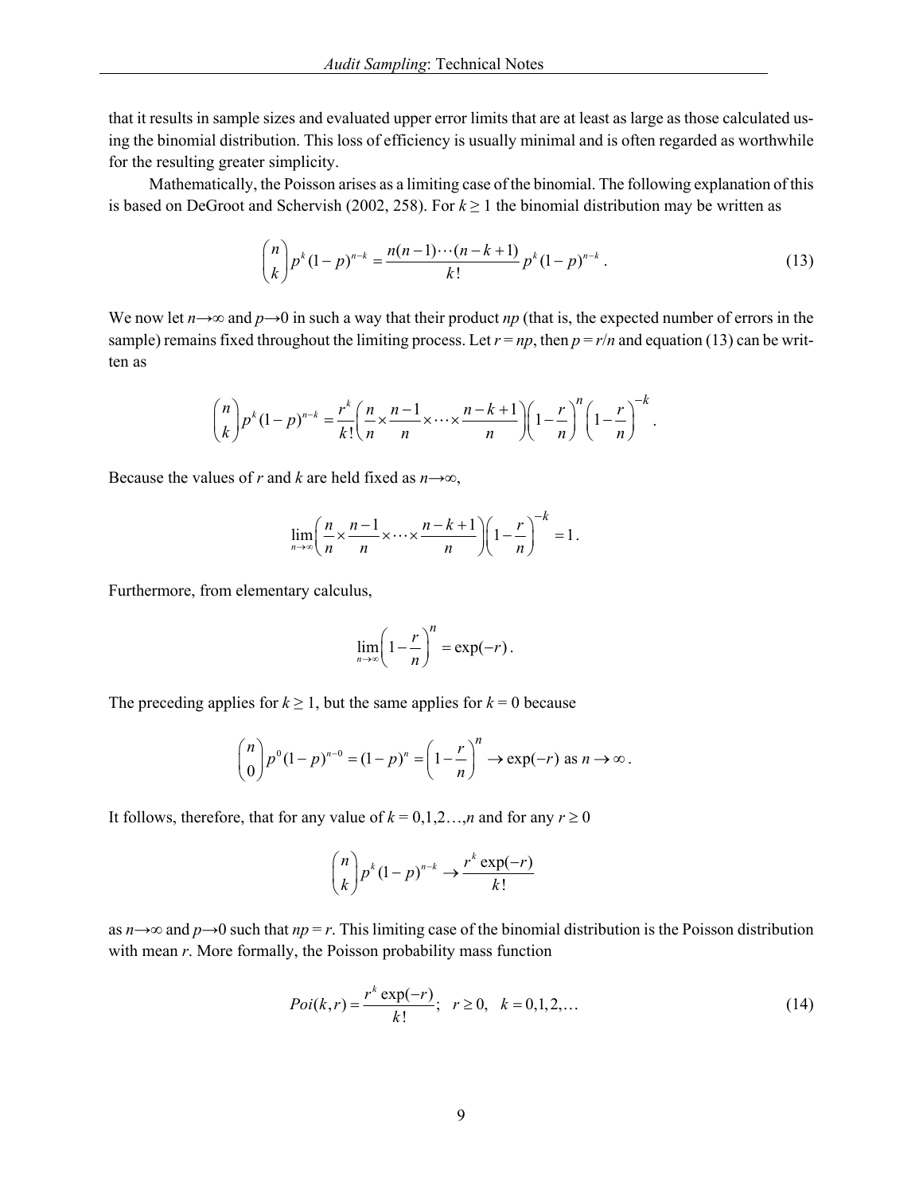that it results in sample sizes and evaluated upper error limits that are at least as large as those calculated using the binomial distribution. This loss of efficiency is usually minimal and is often regarded as worthwhile for the resulting greater simplicity.

Mathematically, the Poisson arises as a limiting case of the binomial. The following explanation of this is based on DeGroot and Schervish (2002, 258). For $k \geq 1$ the binomial distribution may be written as

$$\binom{n}{k} p^k (1-p)^{n-k} = \frac{n(n-1)\cdots(n-k+1)}{k!} p^k (1-p)^{n-k} . \tag{13}$$

We now let $n \to \infty$ and $p \to 0$ in such a way that their product $np$ (that is, the expected number of errors in the sample) remains fixed throughout the limiting process. Let $r = np$, then $p = r/n$ and equation (13) can be written as

$$\binom{n}{k} p^k (1-p)^{n-k} = \frac{r^k}{k!} \left( \frac{n}{n} \times \frac{n-1}{n} \times \cdots \times \frac{n-k+1}{n} \right) \left( 1 - \frac{r}{n} \right)^n \left( 1 - \frac{r}{n} \right)^{-k} .$$

Because the values of $r$ and $k$ are held fixed as $n \to \infty$,

$$\lim_{n \to \infty} \left( \frac{n}{n} \times \frac{n-1}{n} \times \cdots \times \frac{n-k+1}{n} \right) \left( 1 - \frac{r}{n} \right)^{-k} = 1 .$$

Furthermore, from elementary calculus,

$$\lim_{n \to \infty} \left( 1 - \frac{r}{n} \right)^n = \exp(-r) .$$

The preceding applies for $k \geq 1$, but the same applies for $k = 0$ because

$$\binom{n}{0} p^0 (1-p)^{n-0} = (1-p)^n = \left( 1 - \frac{r}{n} \right)^n \to \exp(-r) \text{ as } n \to \infty .$$

It follows, therefore, that for any value of $k = 0,1,2\ldots,n$ and for any $r \geq 0$

$$\binom{n}{k} p^k (1-p)^{n-k} \to \frac{r^k \exp(-r)}{k!}$$

as $n \to \infty$ and $p \to 0$ such that $np = r$. This limiting case of the binomial distribution is the Poisson distribution with mean $r$. More formally, the Poisson probability mass function

$$Poi(k,r) = \frac{r^k \exp(-r)}{k!}; \quad r \geq 0, \quad k = 0,1,2,\ldots \tag{14}$$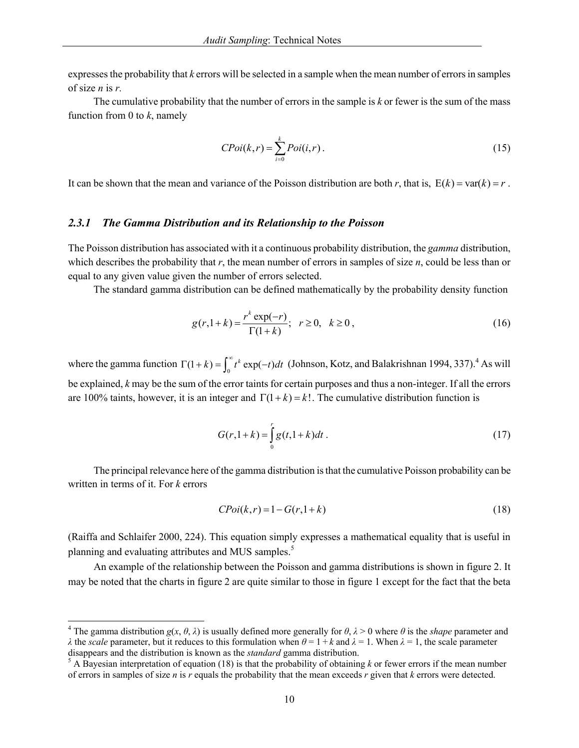expresses the probability that $k$ errors will be selected in a sample when the mean number of errors in samples of size $n$ is $r$.

The cumulative probability that the number of errors in the sample is $k$ or fewer is the sum of the mass function from 0 to $k$, namely

$$CPoi(k,r) = \sum_{i=0}^{k} Poi(i,r) . \tag{15}$$

It can be shown that the mean and variance of the Poisson distribution are both $r$, that is, $\mathrm{E}(k) = \mathrm{var}(k) = r$ .

### *2.3.1 The Gamma Distribution and its Relationship to the Poisson*

The Poisson distribution has associated with it a continuous probability distribution, the *gamma* distribution, which describes the probability that $r$, the mean number of errors in samples of size $n$, could be less than or equal to any given value given the number of errors selected.

The standard gamma distribution can be defined mathematically by the probability density function

$$g(r,1+k) = \frac{r^k \exp(-r)}{\Gamma(1+k)}; \quad r \geq 0, \quad k \geq 0 , \tag{16}$$

where the gamma function $\Gamma(1+k) = \int_0^\infty t^k \exp(-t)dt$ (Johnson, Kotz, and Balakrishnan 1994, 337).[4] As will be explained, $k$ may be the sum of the error taints for certain purposes and thus a non-integer. If all the errors are 100% taints, however, it is an integer and $\Gamma(1+k) = k!$. The cumulative distribution function is

$$G(r,1+k) = \int_0^r g(t,1+k)dt . \tag{17}$$

The principal relevance here of the gamma distribution is that the cumulative Poisson probability can be written in terms of it. For $k$ errors

$$CPoi(k,r) = 1 - G(r,1+k) \tag{18}$$

(Raiffa and Schlaifer 2000, 224). This equation simply expresses a mathematical equality that is useful in planning and evaluating attributes and MUS samples.[5]

An example of the relationship between the Poisson and gamma distributions is shown in figure 2. It may be noted that the charts in figure 2 are quite similar to those in figure 1 except for the fact that the beta

---

[4] The gamma distribution $g(x, \theta, \lambda)$ is usually defined more generally for $\theta, \lambda > 0$ where $\theta$ is the *shape* parameter and $\lambda$ the *scale* parameter, but it reduces to this formulation when $\theta = 1 + k$ and $\lambda = 1$. When $\lambda = 1$, the scale parameter disappears and the distribution is known as the *standard* gamma distribution.

[5] A Bayesian interpretation of equation (18) is that the probability of obtaining $k$ or fewer errors if the mean number of errors in samples of size $n$ is $r$ equals the probability that the mean exceeds $r$ given that $k$ errors were detected.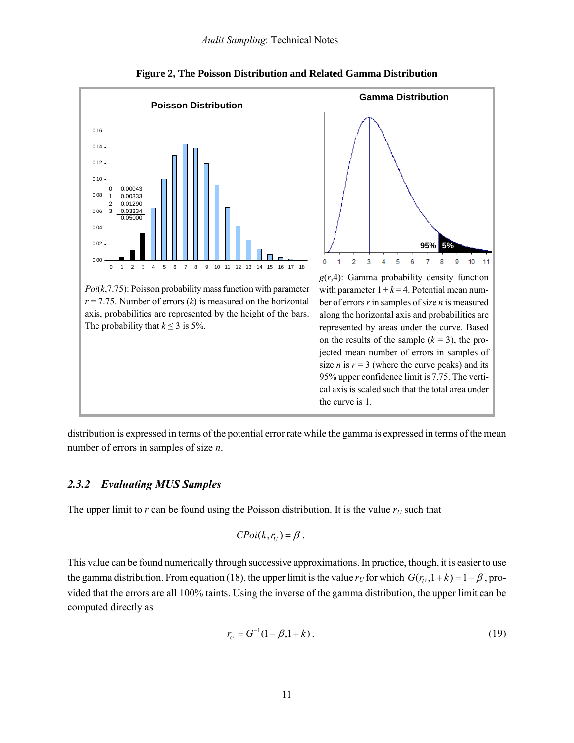**Figure 2, The Poisson Distribution and Related Gamma Distribution**

**Poisson Distribution**

| $k$ | Probability |
|---|---|
| 0 | 0.00043 |
| 1 | 0.00333 |
| 2 | 0.01290 |
| 3 | 0.03334 |
| | 0.05000 |

*Poi*($k$,7.75): Poisson probability mass function with parameter $r = 7.75$. Number of errors ($k$) is measured on the horizontal axis, probabilities are represented by the height of the bars. The probability that $k \leq 3$ is 5%.

**Gamma Distribution**

$g(r,4)$: Gamma probability density function with parameter $1 + k = 4$. Potential mean number of errors $r$ in samples of size $n$ is measured along the horizontal axis and probabilities are represented by areas under the curve. Based on the results of the sample ($k = 3$), the projected mean number of errors in samples of size $n$ is $r = 3$ (where the curve peaks) and its 95% upper confidence limit is 7.75. The vertical axis is scaled such that the total area under the curve is 1.

distribution is expressed in terms of the potential error rate while the gamma is expressed in terms of the mean number of errors in samples of size $n$.

### *2.3.2 Evaluating MUS Samples*

The upper limit to $r$ can be found using the Poisson distribution. It is the value $r_U$ such that

$$CPoi(k, r_U) = \beta \,.$$

This value can be found numerically through successive approximations. In practice, though, it is easier to use the gamma distribution. From equation (18), the upper limit is the value $r_U$ for which $G(r_U, 1+k) = 1 - \beta$, provided that the errors are all 100% taints. Using the inverse of the gamma distribution, the upper limit can be computed directly as

$$r_U = G^{-1}(1 - \beta, 1 + k) \,. \tag{19}$$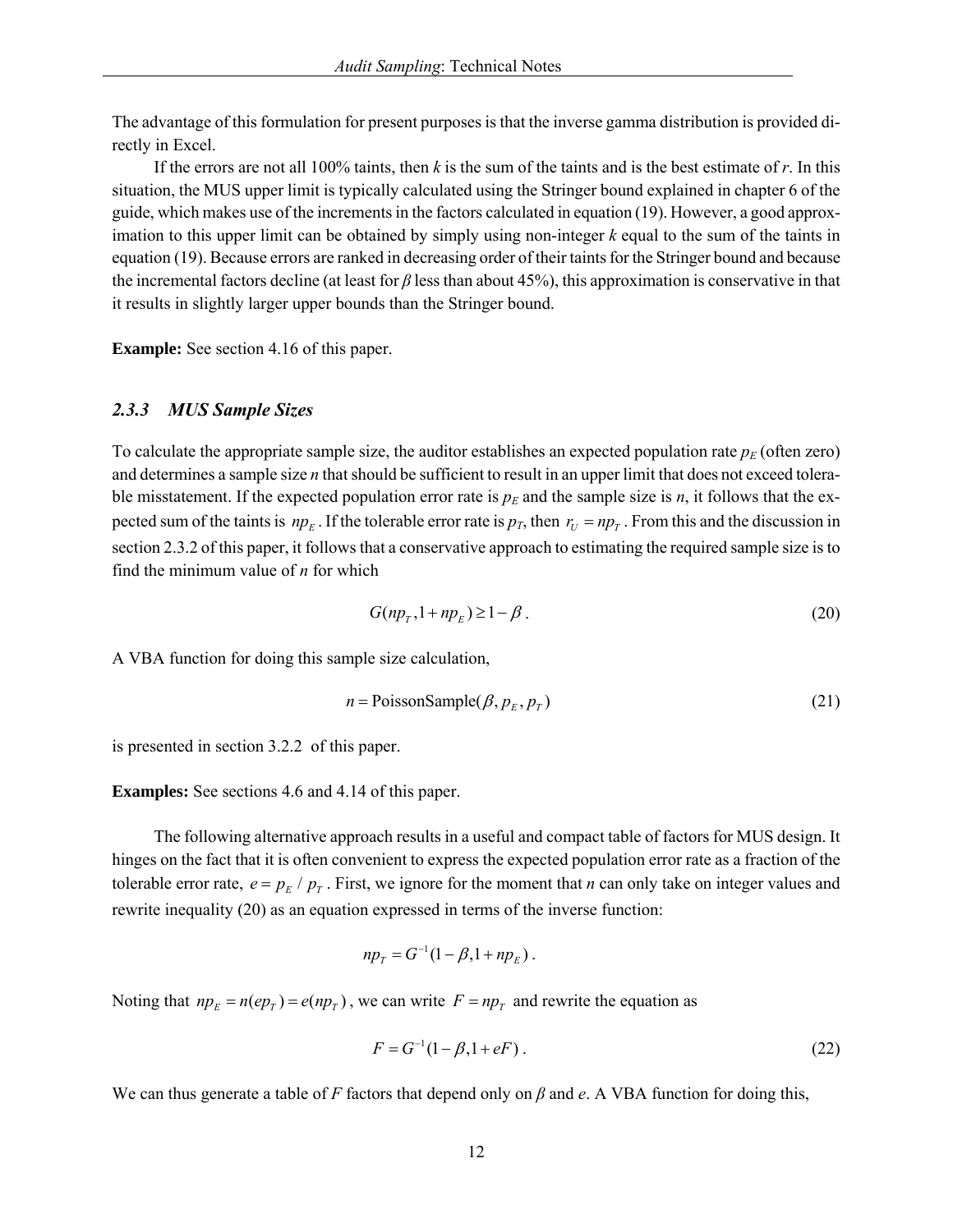The advantage of this formulation for present purposes is that the inverse gamma distribution is provided directly in Excel.

If the errors are not all 100% taints, then $k$ is the sum of the taints and is the best estimate of $r$. In this situation, the MUS upper limit is typically calculated using the Stringer bound explained in chapter 6 of the guide, which makes use of the increments in the factors calculated in equation (19). However, a good approximation to this upper limit can be obtained by simply using non-integer $k$ equal to the sum of the taints in equation (19). Because errors are ranked in decreasing order of their taints for the Stringer bound and because the incremental factors decline (at least for $\beta$ less than about 45%), this approximation is conservative in that it results in slightly larger upper bounds than the Stringer bound.

**Example:** See section 4.16 of this paper.

### *2.3.3 MUS Sample Sizes*

To calculate the appropriate sample size, the auditor establishes an expected population rate $p_E$ (often zero) and determines a sample size $n$ that should be sufficient to result in an upper limit that does not exceed tolerable misstatement. If the expected population error rate is $p_E$ and the sample size is $n$, it follows that the expected sum of the taints is $np_E$. If the tolerable error rate is $p_T$, then $r_U = np_T$. From this and the discussion in section 2.3.2 of this paper, it follows that a conservative approach to estimating the required sample size is to find the minimum value of $n$ for which

$$G(np_T, 1 + np_E) \geq 1 - \beta \, . \tag{20}$$

A VBA function for doing this sample size calculation,

$$n = \text{PoissonSample}(\beta, p_E, p_T) \tag{21}$$

is presented in section 3.2.2 of this paper.

**Examples:** See sections 4.6 and 4.14 of this paper.

The following alternative approach results in a useful and compact table of factors for MUS design. It hinges on the fact that it is often convenient to express the expected population error rate as a fraction of the tolerable error rate, $e = p_E / p_T$. First, we ignore for the moment that $n$ can only take on integer values and rewrite inequality (20) as an equation expressed in terms of the inverse function:

$$np_T = G^{-1}(1 - \beta, 1 + np_E) \, .$$

Noting that $np_E = n(ep_T) = e(np_T)$, we can write $F = np_T$ and rewrite the equation as

$$F = G^{-1}(1 - \beta, 1 + eF) \, . \tag{22}$$

We can thus generate a table of $F$ factors that depend only on $\beta$ and $e$. A VBA function for doing this,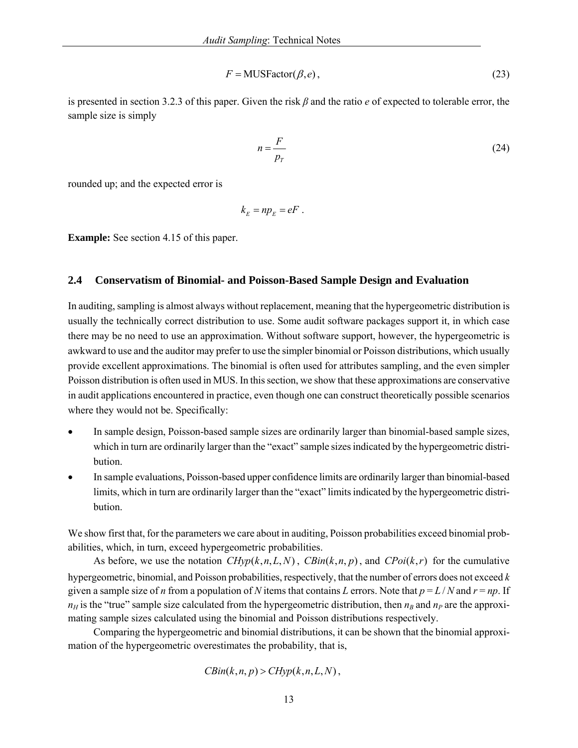$$F = \text{MUSFactor}(\beta, e) , \tag{23}$$

is presented in section 3.2.3 of this paper. Given the risk $\beta$ and the ratio $e$ of expected to tolerable error, the sample size is simply

$$n = \frac{F}{p_T} \tag{24}$$

rounded up; and the expected error is

$$k_E = np_E = eF .$$

**Example:** See section 4.15 of this paper.

## 2.4 Conservatism of Binomial- and Poisson-Based Sample Design and Evaluation

In auditing, sampling is almost always without replacement, meaning that the hypergeometric distribution is usually the technically correct distribution to use. Some audit software packages support it, in which case there may be no need to use an approximation. Without software support, however, the hypergeometric is awkward to use and the auditor may prefer to use the simpler binomial or Poisson distributions, which usually provide excellent approximations. The binomial is often used for attributes sampling, and the even simpler Poisson distribution is often used in MUS. In this section, we show that these approximations are conservative in audit applications encountered in practice, even though one can construct theoretically possible scenarios where they would not be. Specifically:

- In sample design, Poisson-based sample sizes are ordinarily larger than binomial-based sample sizes, which in turn are ordinarily larger than the "exact" sample sizes indicated by the hypergeometric distribution.
- In sample evaluations, Poisson-based upper confidence limits are ordinarily larger than binomial-based limits, which in turn are ordinarily larger than the "exact" limits indicated by the hypergeometric distribution.

We show first that, for the parameters we care about in auditing, Poisson probabilities exceed binomial probabilities, which, in turn, exceed hypergeometric probabilities.

As before, we use the notation $CHyp(k,n,L,N)$, $CBin(k,n,p)$, and $CPoi(k,r)$ for the cumulative hypergeometric, binomial, and Poisson probabilities, respectively, that the number of errors does not exceed $k$ given a sample size of $n$ from a population of $N$ items that contains $L$ errors. Note that $p = L / N$ and $r = np$. If $n_H$ is the "true" sample size calculated from the hypergeometric distribution, then $n_B$ and $n_P$ are the approximating sample sizes calculated using the binomial and Poisson distributions respectively.

Comparing the hypergeometric and binomial distributions, it can be shown that the binomial approximation of the hypergeometric overestimates the probability, that is,

$$CBin(k,n,p) > CHyp(k,n,L,N) ,$$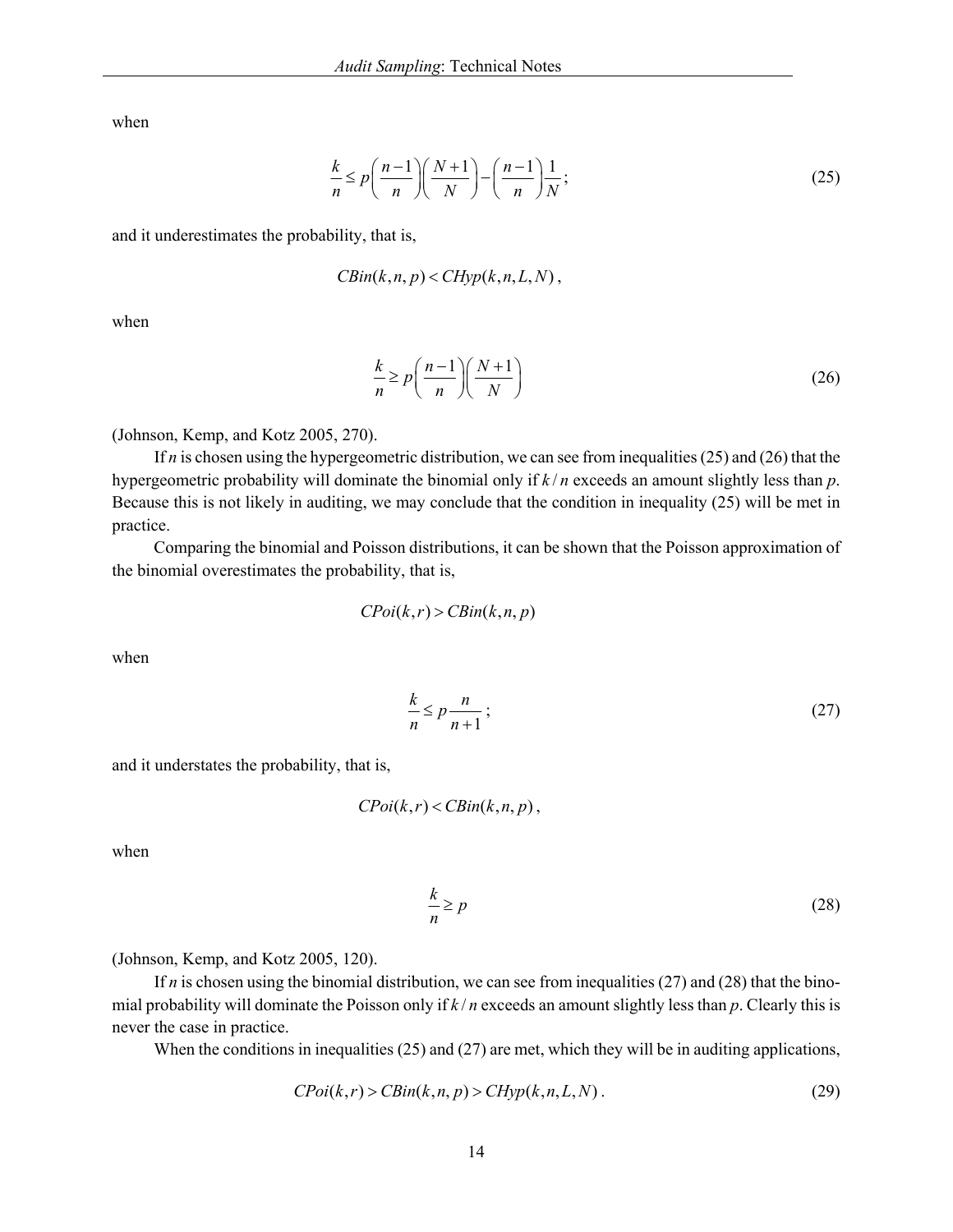when

$$\frac{k}{n} \le p\left(\frac{n-1}{n}\right)\left(\frac{N+1}{N}\right) - \left(\frac{n-1}{n}\right)\frac{1}{N}; \tag{25}$$

and it underestimates the probability, that is,

$$CBin(k,n,p) < CHyp(k,n,L,N),$$

when

$$\frac{k}{n} \ge p\left(\frac{n-1}{n}\right)\left(\frac{N+1}{N}\right) \tag{26}$$

(Johnson, Kemp, and Kotz 2005, 270).

If $n$ is chosen using the hypergeometric distribution, we can see from inequalities (25) and (26) that the hypergeometric probability will dominate the binomial only if $k/n$ exceeds an amount slightly less than $p$. Because this is not likely in auditing, we may conclude that the condition in inequality (25) will be met in practice.

Comparing the binomial and Poisson distributions, it can be shown that the Poisson approximation of the binomial overestimates the probability, that is,

$$CPoi(k,r) > CBin(k,n,p)$$

when

$$\frac{k}{n} \le p\frac{n}{n+1}; \tag{27}$$

and it understates the probability, that is,

$$CPoi(k,r) < CBin(k,n,p),$$

when

$$\frac{k}{n} \ge p \tag{28}$$

(Johnson, Kemp, and Kotz 2005, 120).

If $n$ is chosen using the binomial distribution, we can see from inequalities (27) and (28) that the binomial probability will dominate the Poisson only if $k/n$ exceeds an amount slightly less than $p$. Clearly this is never the case in practice.

When the conditions in inequalities (25) and (27) are met, which they will be in auditing applications,

$$CPoi(k,r) > CBin(k,n,p) > CHyp(k,n,L,N). \tag{29}$$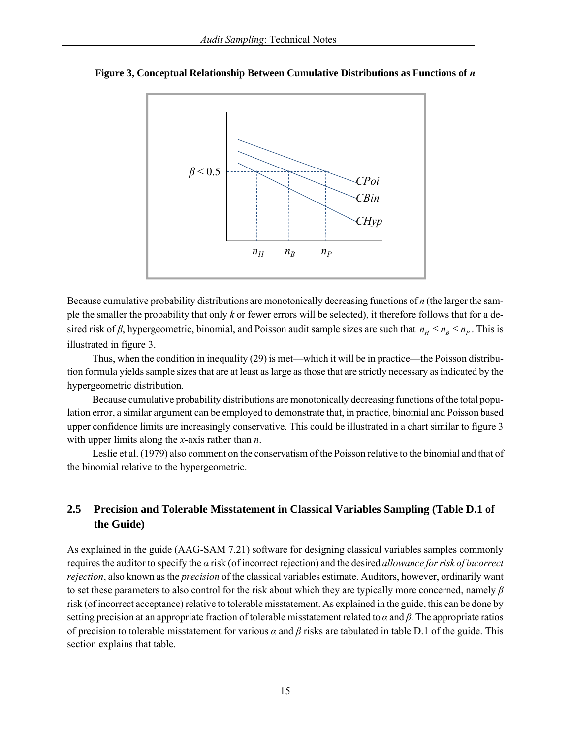**Figure 3, Conceptual Relationship Between Cumulative Distributions as Functions of *n***

Because cumulative probability distributions are monotonically decreasing functions of $n$ (the larger the sample the smaller the probability that only $k$ or fewer errors will be selected), it therefore follows that for a desired risk of $\beta$, hypergeometric, binomial, and Poisson audit sample sizes are such that $n_H \leq n_B \leq n_P$. This is illustrated in figure 3.

Thus, when the condition in inequality (29) is met—which it will be in practice—the Poisson distribution formula yields sample sizes that are at least as large as those that are strictly necessary as indicated by the hypergeometric distribution.

Because cumulative probability distributions are monotonically decreasing functions of the total population error, a similar argument can be employed to demonstrate that, in practice, binomial and Poisson based upper confidence limits are increasingly conservative. This could be illustrated in a chart similar to figure 3 with upper limits along the $x$-axis rather than $n$.

Leslie et al. (1979) also comment on the conservatism of the Poisson relative to the binomial and that of the binomial relative to the hypergeometric.

## 2.5 Precision and Tolerable Misstatement in Classical Variables Sampling (Table D.1 of the Guide)

As explained in the guide (AAG-SAM 7.21) software for designing classical variables samples commonly requires the auditor to specify the $\alpha$ risk (of incorrect rejection) and the desired *allowance for risk of incorrect rejection*, also known as the *precision* of the classical variables estimate. Auditors, however, ordinarily want to set these parameters to also control for the risk about which they are typically more concerned, namely $\beta$ risk (of incorrect acceptance) relative to tolerable misstatement. As explained in the guide, this can be done by setting precision at an appropriate fraction of tolerable misstatement related to $\alpha$ and $\beta$. The appropriate ratios of precision to tolerable misstatement for various $\alpha$ and $\beta$ risks are tabulated in table D.1 of the guide. This section explains that table.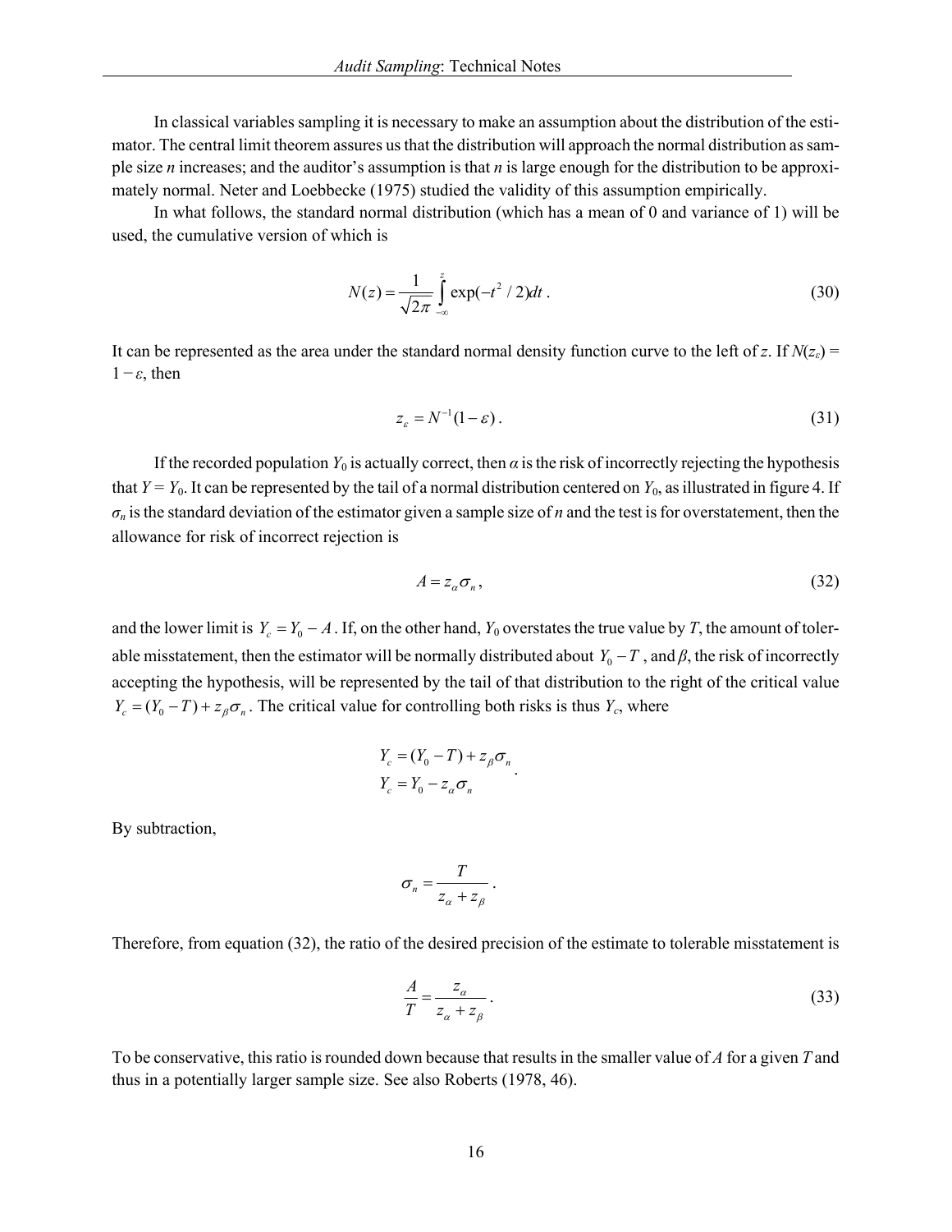In classical variables sampling it is necessary to make an assumption about the distribution of the estimator. The central limit theorem assures us that the distribution will approach the normal distribution as sample size $n$ increases; and the auditor's assumption is that $n$ is large enough for the distribution to be approximately normal. Neter and Loebbecke (1975) studied the validity of this assumption empirically.

In what follows, the standard normal distribution (which has a mean of 0 and variance of 1) will be used, the cumulative version of which is

$$N(z) = \frac{1}{\sqrt{2\pi}} \int_{-\infty}^{z} \exp(-t^2/2)dt \,. \tag{30}$$

It can be represented as the area under the standard normal density function curve to the left of $z$. If $N(z_\varepsilon) = 1 - \varepsilon$, then

$$z_\varepsilon = N^{-1}(1-\varepsilon) \,. \tag{31}$$

If the recorded population $Y_0$ is actually correct, then $\alpha$ is the risk of incorrectly rejecting the hypothesis that $Y = Y_0$. It can be represented by the tail of a normal distribution centered on $Y_0$, as illustrated in figure 4. If $\sigma_n$ is the standard deviation of the estimator given a sample size of $n$ and the test is for overstatement, then the allowance for risk of incorrect rejection is

$$A = z_\alpha \sigma_n \,, \tag{32}$$

and the lower limit is $Y_c = Y_0 - A$. If, on the other hand, $Y_0$ overstates the true value by $T$, the amount of tolerable misstatement, then the estimator will be normally distributed about $Y_0 - T$, and $\beta$, the risk of incorrectly accepting the hypothesis, will be represented by the tail of that distribution to the right of the critical value $Y_c = (Y_0 - T) + z_\beta \sigma_n$. The critical value for controlling both risks is thus $Y_c$, where

$$\begin{aligned} Y_c &= (Y_0 - T) + z_\beta \sigma_n \\ Y_c &= Y_0 - z_\alpha \sigma_n \end{aligned} \,.$$

By subtraction,

$$\sigma_n = \frac{T}{z_\alpha + z_\beta} \,.$$

Therefore, from equation (32), the ratio of the desired precision of the estimate to tolerable misstatement is

$$\frac{A}{T} = \frac{z_\alpha}{z_\alpha + z_\beta} \,. \tag{33}$$

To be conservative, this ratio is rounded down because that results in the smaller value of $A$ for a given $T$ and thus in a potentially larger sample size. See also Roberts (1978, 46).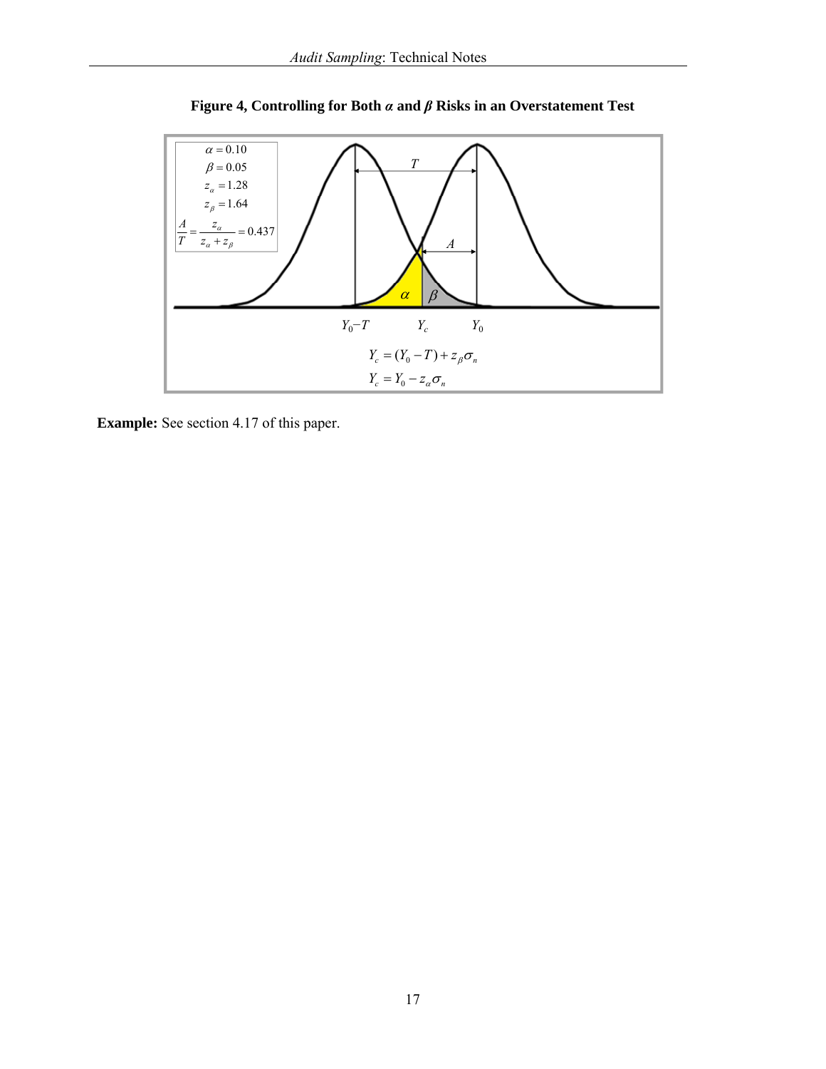**Figure 4, Controlling for Both $\alpha$ and $\beta$ Risks in an Overstatement Test**

$\alpha = 0.10$

$\beta = 0.05$

$z_\alpha = 1.28$

$z_\beta = 1.64$

$$\frac{A}{T} = \frac{z_\alpha}{z_\alpha + z_\beta} = 0.437$$

$Y_0 - T$ $\quad Y_c \quad$ $Y_0$

$$Y_c = (Y_0 - T) + z_\beta \sigma_n$$

$$Y_c = Y_0 - z_\alpha \sigma_n$$

**Example:** See section 4.17 of this paper.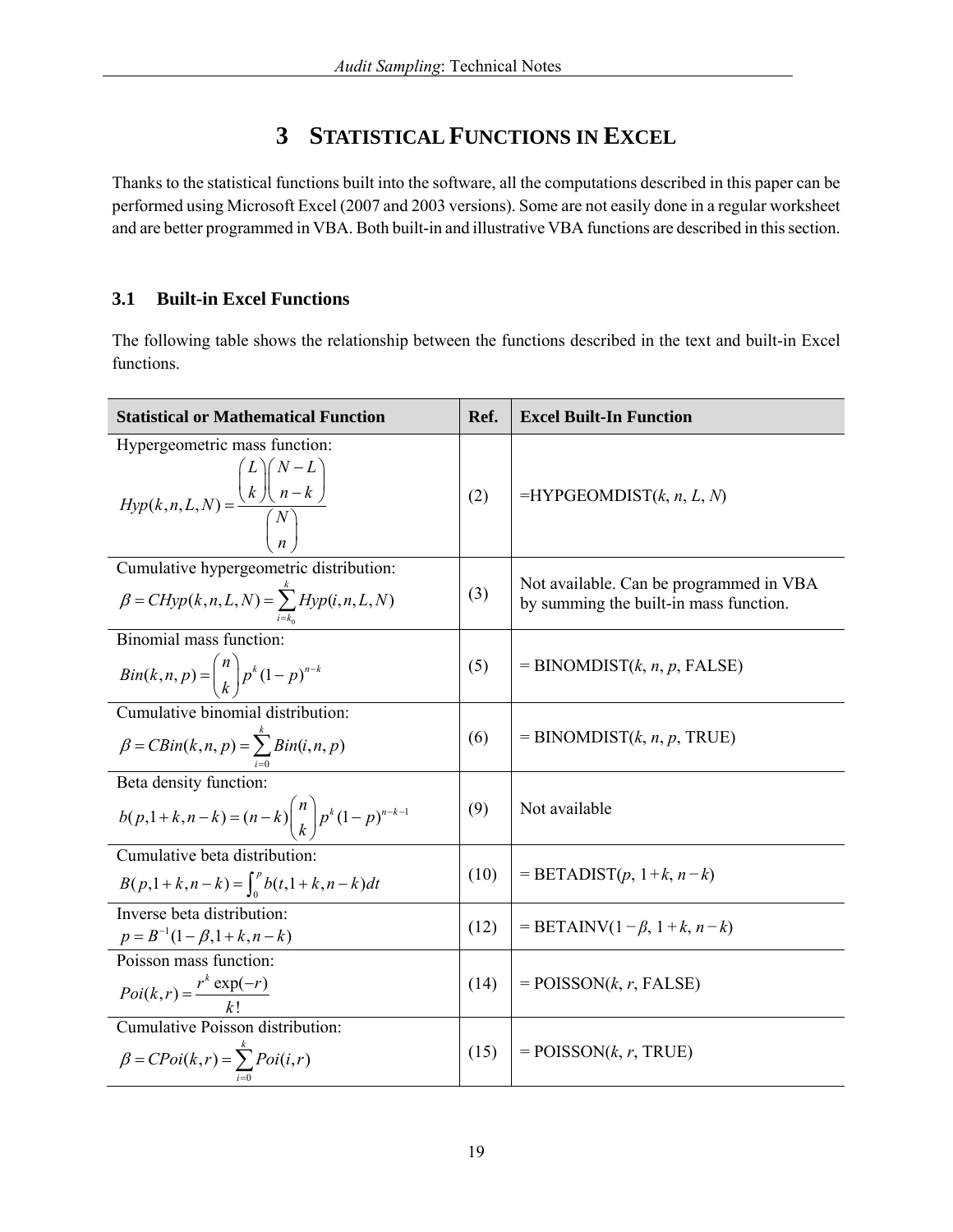# 3 Statistical Functions in Excel

Thanks to the statistical functions built into the software, all the computations described in this paper can be performed using Microsoft Excel (2007 and 2003 versions). Some are not easily done in a regular worksheet and are better programmed in VBA. Both built-in and illustrative VBA functions are described in this section.

## 3.1 Built-in Excel Functions

The following table shows the relationship between the functions described in the text and built-in Excel functions.

| Statistical or Mathematical Function | Ref. | Excel Built-In Function |
|---|---|---|
| Hypergeometric mass function: $Hyp(k,n,L,N)=\frac{\binom{L}{k}\binom{N-L}{n-k}}{\binom{N}{n}}$ | (2) | =HYPGEOMDIST($k$, $n$, $L$, $N$) |
| Cumulative hypergeometric distribution: $\beta = CHyp(k,n,L,N)=\sum_{i=k_0}^{k} Hyp(i,n,L,N)$ | (3) | Not available. Can be programmed in VBA by summing the built-in mass function. |
| Binomial mass function: $Bin(k,n,p)=\binom{n}{k}p^k(1-p)^{n-k}$ | (5) | = BINOMDIST($k$, $n$, $p$, FALSE) |
| Cumulative binomial distribution: $\beta = CBin(k,n,p)=\sum_{i=0}^{k} Bin(i,n,p)$ | (6) | = BINOMDIST($k$, $n$, $p$, TRUE) |
| Beta density function: $b(p,1+k,n-k)=(n-k)\binom{n}{k}p^k(1-p)^{n-k-1}$ | (9) | Not available |
| Cumulative beta distribution: $B(p,1+k,n-k)=\int_0^p b(t,1+k,n-k)dt$ | (10) | = BETADIST($p$, $1+k$, $n-k$) |
| Inverse beta distribution: $p=B^{-1}(1-\beta,1+k,n-k)$ | (12) | = BETAINV($1-\beta$, $1+k$, $n-k$) |
| Poisson mass function: $Poi(k,r)=\frac{r^k \exp(-r)}{k!}$ | (14) | = POISSON($k$, $r$, FALSE) |
| Cumulative Poisson distribution: $\beta = CPoi(k,r)=\sum_{i=0}^{k} Poi(i,r)$ | (15) | = POISSON($k$, $r$, TRUE) |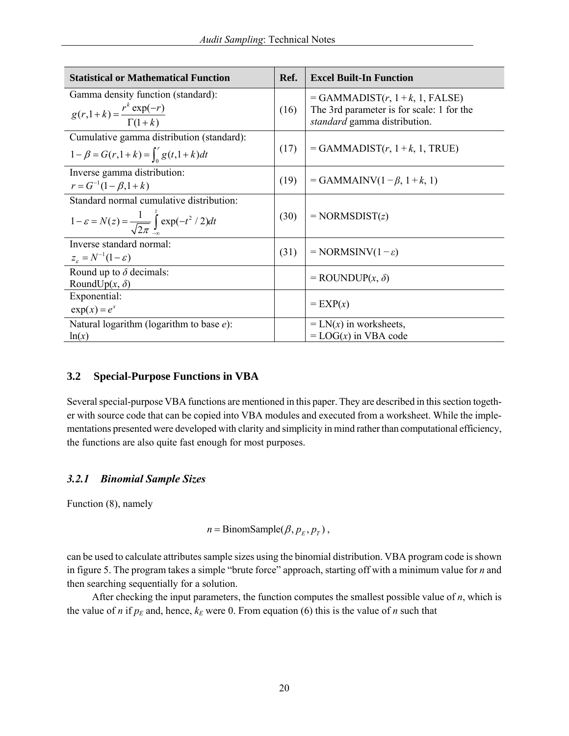| Statistical or Mathematical Function | Ref. | Excel Built-In Function |
|---|---|---|
| Gamma density function (standard): $g(r,1+k)=\dfrac{r^k \exp(-r)}{\Gamma(1+k)}$ | (16) | = GAMMADIST($r$, $1+k$, 1, FALSE) The 3rd parameter is for scale: 1 for the *standard* gamma distribution. |
| Cumulative gamma distribution (standard): $1-\beta = G(r,1+k)=\int_0^r g(t,1+k)dt$ | (17) | = GAMMADIST($r$, $1+k$, 1, TRUE) |
| Inverse gamma distribution: $r = G^{-1}(1-\beta,1+k)$ | (19) | = GAMMAINV($1-\beta$, $1+k$, 1) |
| Standard normal cumulative distribution: $1-\varepsilon = N(z)=\dfrac{1}{\sqrt{2\pi}}\int_{-\infty}^{z}\exp(-t^2/2)dt$ | (30) | = NORMSDIST($z$) |
| Inverse standard normal: $z_\varepsilon = N^{-1}(1-\varepsilon)$ | (31) | = NORMSINV($1-\varepsilon$) |
| Round up to $\delta$ decimals: RoundUp($x$, $\delta$) | | = ROUNDUP($x$, $\delta$) |
| Exponential: $\exp(x)=e^x$ | | = EXP($x$) |
| Natural logarithm (logarithm to base $e$): $\ln(x)$ | | = LN($x$) in worksheets, = LOG($x$) in VBA code |

## 3.2 Special-Purpose Functions in VBA

Several special-purpose VBA functions are mentioned in this paper. They are described in this section together with source code that can be copied into VBA modules and executed from a worksheet. While the implementations presented were developed with clarity and simplicity in mind rather than computational efficiency, the functions are also quite fast enough for most purposes.

### *3.2.1 Binomial Sample Sizes*

Function (8), namely

$$n = \text{BinomSample}(\beta, p_E, p_T)\,,$$

can be used to calculate attributes sample sizes using the binomial distribution. VBA program code is shown in figure 5. The program takes a simple "brute force" approach, starting off with a minimum value for $n$ and then searching sequentially for a solution.

After checking the input parameters, the function computes the smallest possible value of $n$, which is the value of $n$ if $p_E$ and, hence, $k_E$ were 0. From equation (6) this is the value of $n$ such that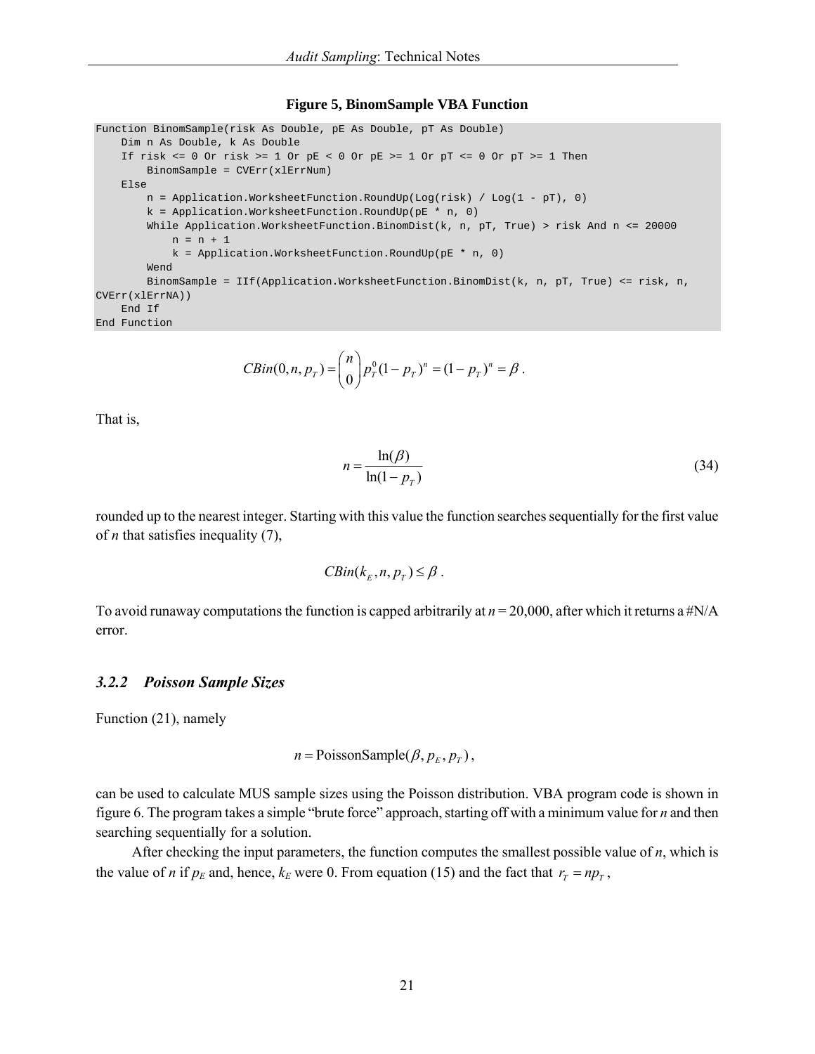**Figure 5, BinomSample VBA Function**

```
Function BinomSample(risk As Double, pE As Double, pT As Double)
    Dim n As Double, k As Double
    If risk <= 0 Or risk >= 1 Or pE < 0 Or pE >= 1 Or pT <= 0 Or pT >= 1 Then
        BinomSample = CVErr(xlErrNum)
    Else
        n = Application.WorksheetFunction.RoundUp(Log(risk) / Log(1 - pT), 0)
        k = Application.WorksheetFunction.RoundUp(pE * n, 0)
        While Application.WorksheetFunction.BinomDist(k, n, pT, True) > risk And n <= 20000
            n = n + 1
            k = Application.WorksheetFunction.RoundUp(pE * n, 0)
        Wend
        BinomSample = IIf(Application.WorksheetFunction.BinomDist(k, n, pT, True) <= risk, n,
CVErr(xlErrNA))
    End If
End Function
```

$$CBin(0,n,p_T)=\binom{n}{0}p_T^0(1-p_T)^n=(1-p_T)^n=\beta\,.$$

That is,

$$n=\frac{\ln(\beta)}{\ln(1-p_T)} \tag{34}$$

rounded up to the nearest integer. Starting with this value the function searches sequentially for the first value of $n$ that satisfies inequality (7),

$$CBin(k_E,n,p_T)\le\beta\,.$$

To avoid runaway computations the function is capped arbitrarily at $n$ = 20,000, after which it returns a #N/A error.

### *3.2.2 Poisson Sample Sizes*

Function (21), namely

$$n=\text{PoissonSample}(\beta,p_E,p_T)\,,$$

can be used to calculate MUS sample sizes using the Poisson distribution. VBA program code is shown in figure 6. The program takes a simple "brute force" approach, starting off with a minimum value for $n$ and then searching sequentially for a solution.

After checking the input parameters, the function computes the smallest possible value of $n$, which is the value of $n$ if $p_E$ and, hence, $k_E$ were 0. From equation (15) and the fact that $r_T=np_T$,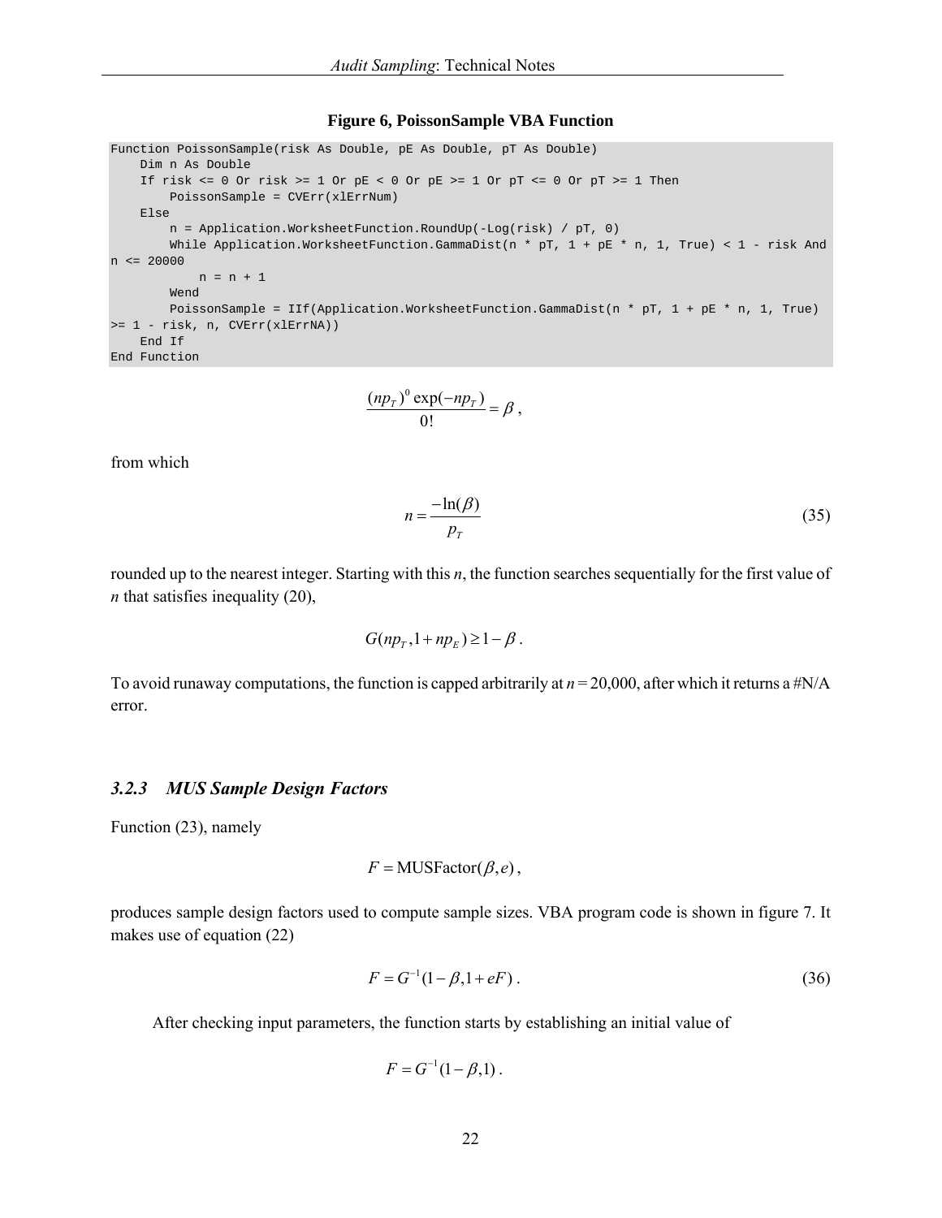**Figure 6, PoissonSample VBA Function**

```
Function PoissonSample(risk As Double, pE As Double, pT As Double)
    Dim n As Double
    If risk <= 0 Or risk >= 1 Or pE < 0 Or pE >= 1 Or pT <= 0 Or pT >= 1 Then
        PoissonSample = CVErr(xlErrNum)
    Else
        n = Application.WorksheetFunction.RoundUp(-Log(risk) / pT, 0)
        While Application.WorksheetFunction.GammaDist(n * pT, 1 + pE * n, 1, True) < 1 - risk And
n <= 20000
            n = n + 1
        Wend
        PoissonSample = IIf(Application.WorksheetFunction.GammaDist(n * pT, 1 + pE * n, 1, True)
>= 1 - risk, n, CVErr(xlErrNA))
    End If
End Function
```

$$\frac{(np_T)^0 \exp(-np_T)}{0!} = \beta \, ,$$

from which

$$n = \frac{-\ln(\beta)}{p_T} \tag{35}$$

rounded up to the nearest integer. Starting with this $n$, the function searches sequentially for the first value of $n$ that satisfies inequality (20),

$$G(np_T, 1 + np_E) \geq 1 - \beta \, .$$

To avoid runaway computations, the function is capped arbitrarily at $n = 20{,}000$, after which it returns a #N/A error.

### *3.2.3 MUS Sample Design Factors*

Function (23), namely

$$F = \text{MUSFactor}(\beta, e) \, ,$$

produces sample design factors used to compute sample sizes. VBA program code is shown in figure 7. It makes use of equation (22)

$$F = G^{-1}(1 - \beta, 1 + eF) \, . \tag{36}$$

After checking input parameters, the function starts by establishing an initial value of

$$F = G^{-1}(1 - \beta, 1) \, .$$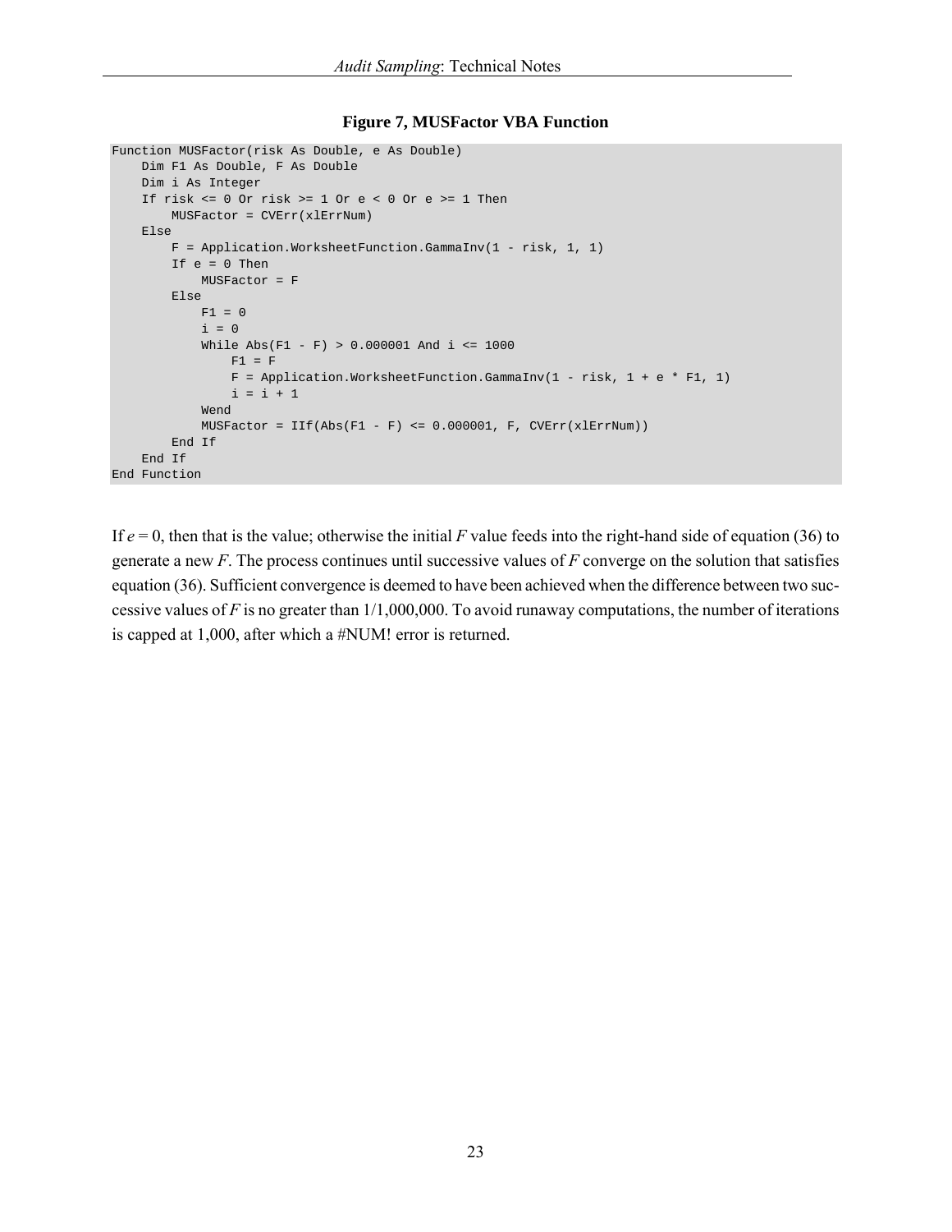**Figure 7, MUSFactor VBA Function**

```
Function MUSFactor(risk As Double, e As Double)
    Dim F1 As Double, F As Double
    Dim i As Integer
    If risk <= 0 Or risk >= 1 Or e < 0 Or e >= 1 Then
        MUSFactor = CVErr(xlErrNum)
    Else
        F = Application.WorksheetFunction.GammaInv(1 - risk, 1, 1)
        If e = 0 Then
            MUSFactor = F
        Else
            F1 = 0
            i = 0
            While Abs(F1 - F) > 0.000001 And i <= 1000
                F1 = F
                F = Application.WorksheetFunction.GammaInv(1 - risk, 1 + e * F1, 1)
                i = i + 1
            Wend
            MUSFactor = IIf(Abs(F1 - F) <= 0.000001, F, CVErr(xlErrNum))
        End If
    End If
End Function
```

If $e = 0$, then that is the value; otherwise the initial $F$ value feeds into the right-hand side of equation (36) to generate a new $F$. The process continues until successive values of $F$ converge on the solution that satisfies equation (36). Sufficient convergence is deemed to have been achieved when the difference between two successive values of $F$ is no greater than 1/1,000,000. To avoid runaway computations, the number of iterations is capped at 1,000, after which a #NUM! error is returned.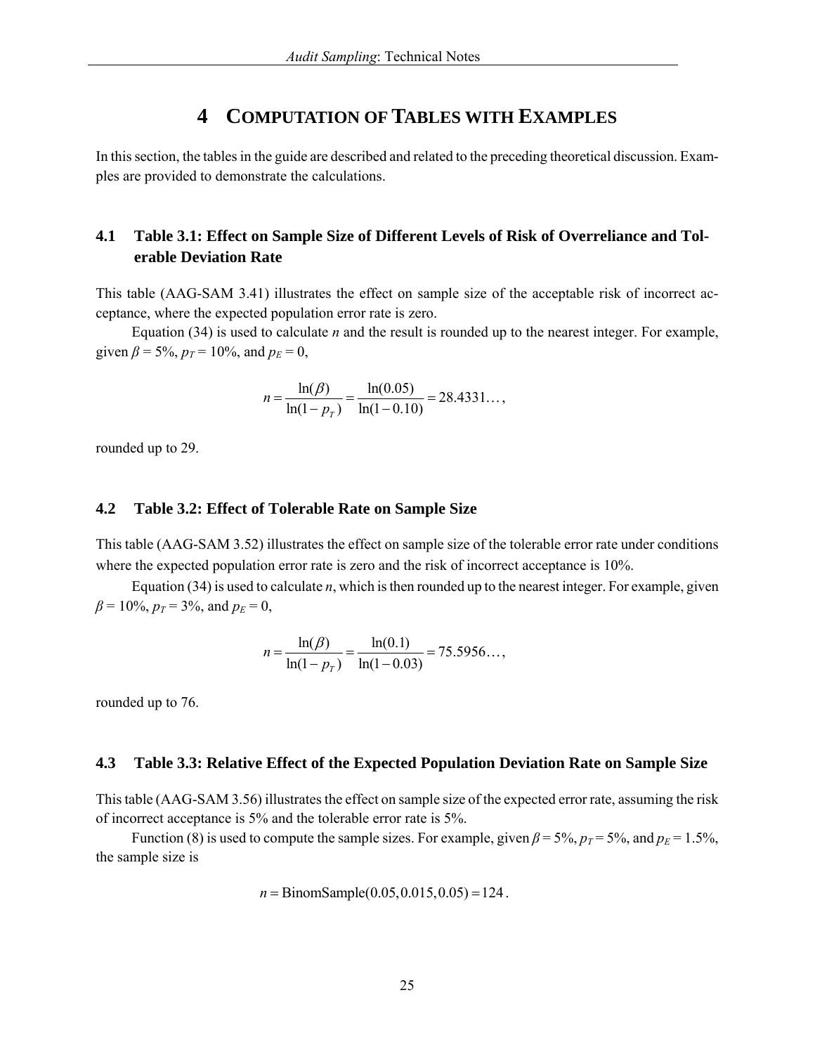# 4 Computation of Tables with Examples

In this section, the tables in the guide are described and related to the preceding theoretical discussion. Examples are provided to demonstrate the calculations.

## 4.1 Table 3.1: Effect on Sample Size of Different Levels of Risk of Overreliance and Tolerable Deviation Rate

This table (AAG-SAM 3.41) illustrates the effect on sample size of the acceptable risk of incorrect acceptance, where the expected population error rate is zero.

Equation (34) is used to calculate $n$ and the result is rounded up to the nearest integer. For example, given $\beta = 5\%$, $p_T = 10\%$, and $p_E = 0$,

$$n = \frac{\ln(\beta)}{\ln(1 - p_T)} = \frac{\ln(0.05)}{\ln(1 - 0.10)} = 28.4331\ldots,$$

rounded up to 29.

## 4.2 Table 3.2: Effect of Tolerable Rate on Sample Size

This table (AAG-SAM 3.52) illustrates the effect on sample size of the tolerable error rate under conditions where the expected population error rate is zero and the risk of incorrect acceptance is 10%.

Equation (34) is used to calculate $n$, which is then rounded up to the nearest integer. For example, given $\beta = 10\%$, $p_T = 3\%$, and $p_E = 0$,

$$n = \frac{\ln(\beta)}{\ln(1 - p_T)} = \frac{\ln(0.1)}{\ln(1 - 0.03)} = 75.5956\ldots,$$

rounded up to 76.

## 4.3 Table 3.3: Relative Effect of the Expected Population Deviation Rate on Sample Size

This table (AAG-SAM 3.56) illustrates the effect on sample size of the expected error rate, assuming the risk of incorrect acceptance is 5% and the tolerable error rate is 5%.

Function (8) is used to compute the sample sizes. For example, given $\beta = 5\%$, $p_T = 5\%$, and $p_E = 1.5\%$, the sample size is

$$n = \text{BinomSample}(0.05, 0.015, 0.05) = 124.$$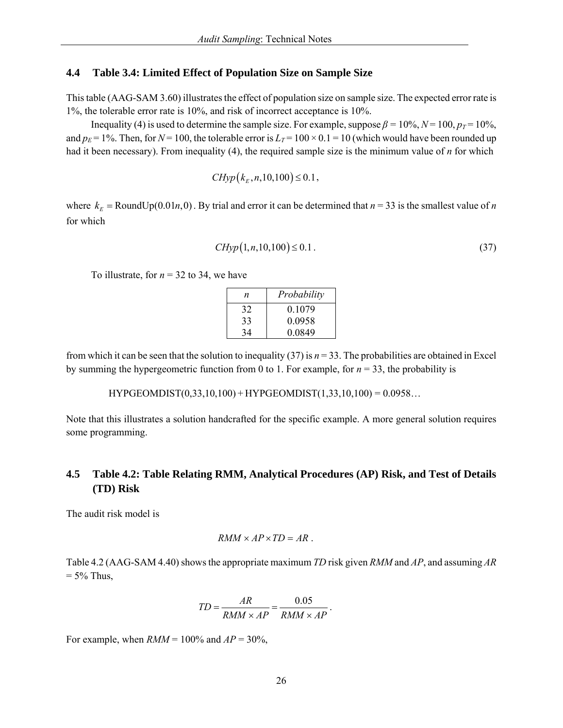## 4.4 Table 3.4: Limited Effect of Population Size on Sample Size

This table (AAG-SAM 3.60) illustrates the effect of population size on sample size. The expected error rate is 1%, the tolerable error rate is 10%, and risk of incorrect acceptance is 10%.

Inequality (4) is used to determine the sample size. For example, suppose $\beta = 10\%$, $N = 100$, $p_T = 10\%$, and $p_E = 1\%$. Then, for $N = 100$, the tolerable error is $L_T = 100 \times 0.1 = 10$ (which would have been rounded up had it been necessary). From inequality (4), the required sample size is the minimum value of $n$ for which

$$CHyp\left(k_E, n, 10, 100\right) \leq 0.1,$$

where $k_E = \text{RoundUp}(0.01n, 0)$. By trial and error it can be determined that $n = 33$ is the smallest value of $n$ for which

$$CHyp\left(1, n, 10, 100\right) \leq 0.1. \tag{37}$$

To illustrate, for $n = 32$ to 34, we have

| *n* | *Probability* |
|---|---|
| 32 | 0.1079 |
| 33 | 0.0958 |
| 34 | 0.0849 |

from which it can be seen that the solution to inequality (37) is $n = 33$. The probabilities are obtained in Excel by summing the hypergeometric function from 0 to 1. For example, for $n = 33$, the probability is

HYPGEOMDIST(0,33,10,100) + HYPGEOMDIST(1,33,10,100) = 0.0958…

Note that this illustrates a solution handcrafted for the specific example. A more general solution requires some programming.

## 4.5 Table 4.2: Table Relating RMM, Analytical Procedures (AP) Risk, and Test of Details (TD) Risk

The audit risk model is

$$RMM \times AP \times TD = AR\ .$$

Table 4.2 (AAG-SAM 4.40) shows the appropriate maximum *TD* risk given *RMM* and *AP*, and assuming $AR = 5\%$ Thus,

$$TD = \frac{AR}{RMM \times AP} = \frac{0.05}{RMM \times AP}\ .$$

For example, when $RMM = 100\%$ and $AP = 30\%$,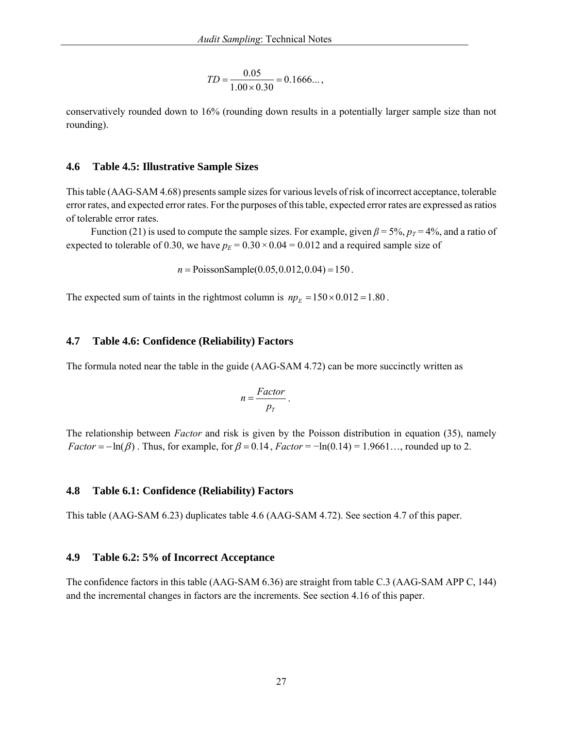$$TD = \frac{0.05}{1.00 \times 0.30} = 0.1666...,$$

conservatively rounded down to 16% (rounding down results in a potentially larger sample size than not rounding).

### 4.6 Table 4.5: Illustrative Sample Sizes

This table (AAG-SAM 4.68) presents sample sizes for various levels of risk of incorrect acceptance, tolerable error rates, and expected error rates. For the purposes of this table, expected error rates are expressed as ratios of tolerable error rates.

Function (21) is used to compute the sample sizes. For example, given $\beta = 5\%$, $p_T = 4\%$, and a ratio of expected to tolerable of 0.30, we have $p_E = 0.30 \times 0.04 = 0.012$ and a required sample size of

$$n = \text{PoissonSample}(0.05, 0.012, 0.04) = 150.$$

The expected sum of taints in the rightmost column is $np_E = 150 \times 0.012 = 1.80$.

### 4.7 Table 4.6: Confidence (Reliability) Factors

The formula noted near the table in the guide (AAG-SAM 4.72) can be more succinctly written as

$$n = \frac{Factor}{p_T}.$$

The relationship between *Factor* and risk is given by the Poisson distribution in equation (35), namely $Factor = -\ln(\beta)$. Thus, for example, for $\beta = 0.14$, $Factor = -\ln(0.14) = 1.9661\ldots$, rounded up to 2.

### 4.8 Table 6.1: Confidence (Reliability) Factors

This table (AAG-SAM 6.23) duplicates table 4.6 (AAG-SAM 4.72). See section 4.7 of this paper.

### 4.9 Table 6.2: 5% of Incorrect Acceptance

The confidence factors in this table (AAG-SAM 6.36) are straight from table C.3 (AAG-SAM APP C, 144) and the incremental changes in factors are the increments. See section 4.16 of this paper.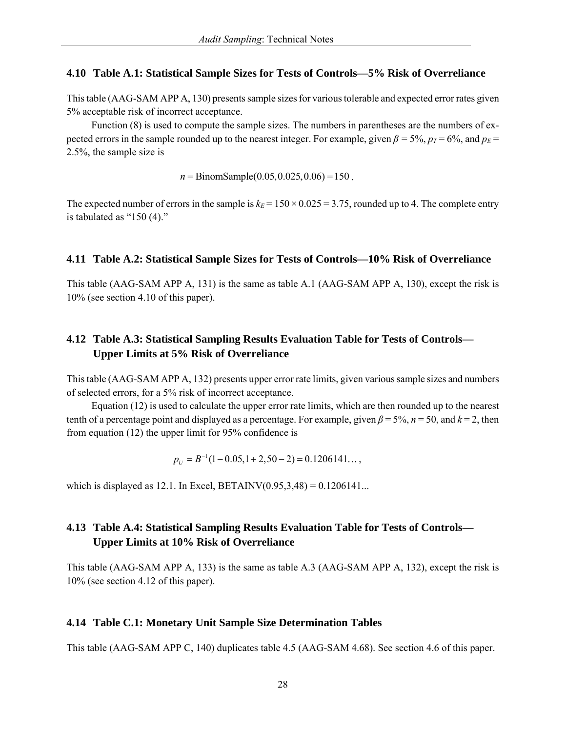## 4.10 Table A.1: Statistical Sample Sizes for Tests of Controls—5% Risk of Overreliance

This table (AAG-SAM APP A, 130) presents sample sizes for various tolerable and expected error rates given 5% acceptable risk of incorrect acceptance.

Function (8) is used to compute the sample sizes. The numbers in parentheses are the numbers of expected errors in the sample rounded up to the nearest integer. For example, given $\beta$ = 5%, $p_T$ = 6%, and $p_E$ = 2.5%, the sample size is

$$n = \text{BinomSample}(0.05, 0.025, 0.06) = 150 .$$

The expected number of errors in the sample is $k_E = 150 \times 0.025 = 3.75$, rounded up to 4. The complete entry is tabulated as "150 (4)."

## 4.11 Table A.2: Statistical Sample Sizes for Tests of Controls—10% Risk of Overreliance

This table (AAG-SAM APP A, 131) is the same as table A.1 (AAG-SAM APP A, 130), except the risk is 10% (see section 4.10 of this paper).

## 4.12 Table A.3: Statistical Sampling Results Evaluation Table for Tests of Controls—Upper Limits at 5% Risk of Overreliance

This table (AAG-SAM APP A, 132) presents upper error rate limits, given various sample sizes and numbers of selected errors, for a 5% risk of incorrect acceptance.

Equation (12) is used to calculate the upper error rate limits, which are then rounded up to the nearest tenth of a percentage point and displayed as a percentage. For example, given $\beta$ = 5%, $n$ = 50, and $k$ = 2, then from equation (12) the upper limit for 95% confidence is

$$p_U = B^{-1}(1 - 0.05, 1 + 2, 50 - 2) = 0.1206141\ldots ,$$

which is displayed as 12.1. In Excel, BETAINV(0.95,3,48) = 0.1206141...

## 4.13 Table A.4: Statistical Sampling Results Evaluation Table for Tests of Controls—Upper Limits at 10% Risk of Overreliance

This table (AAG-SAM APP A, 133) is the same as table A.3 (AAG-SAM APP A, 132), except the risk is 10% (see section 4.12 of this paper).

## 4.14 Table C.1: Monetary Unit Sample Size Determination Tables

This table (AAG-SAM APP C, 140) duplicates table 4.5 (AAG-SAM 4.68). See section 4.6 of this paper.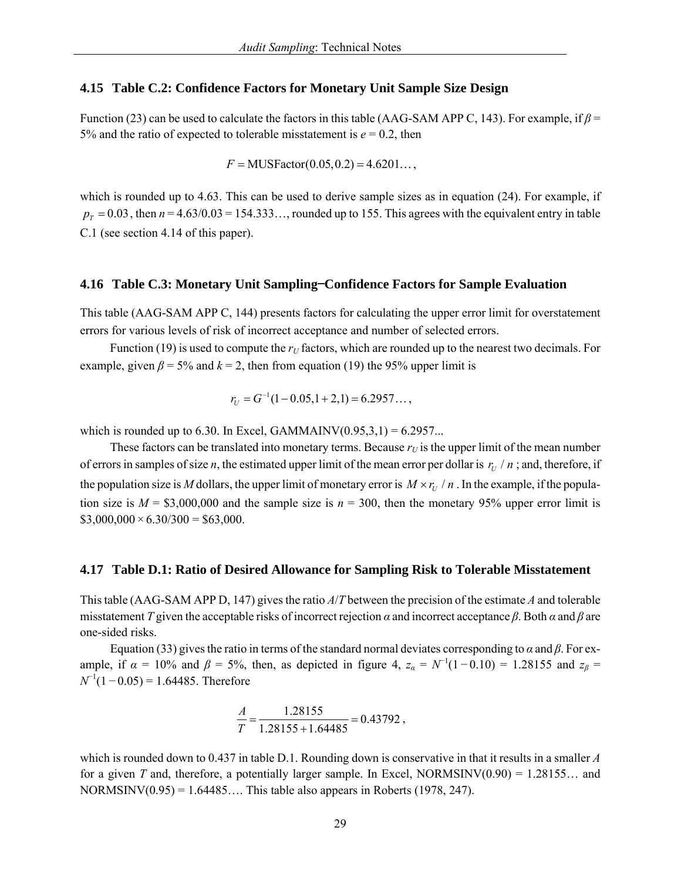### 4.15 Table C.2: Confidence Factors for Monetary Unit Sample Size Design

Function (23) can be used to calculate the factors in this table (AAG-SAM APP C, 143). For example, if $\beta$ = 5% and the ratio of expected to tolerable misstatement is $e = 0.2$, then

$$F = \text{MUSFactor}(0.05, 0.2) = 4.6201\ldots,$$

which is rounded up to 4.63. This can be used to derive sample sizes as in equation (24). For example, if $p_T = 0.03$, then $n = 4.63/0.03 = 154.333\ldots$, rounded up to 155. This agrees with the equivalent entry in table C.1 (see section 4.14 of this paper).

### 4.16 Table C.3: Monetary Unit Sampling–Confidence Factors for Sample Evaluation

This table (AAG-SAM APP C, 144) presents factors for calculating the upper error limit for overstatement errors for various levels of risk of incorrect acceptance and number of selected errors.

Function (19) is used to compute the $r_U$ factors, which are rounded up to the nearest two decimals. For example, given $\beta$ = 5% and $k$ = 2, then from equation (19) the 95% upper limit is

$$r_U = G^{-1}(1 - 0.05, 1 + 2, 1) = 6.2957\ldots,$$

which is rounded up to 6.30. In Excel, GAMMAINV(0.95,3,1) = 6.2957...

These factors can be translated into monetary terms. Because $r_U$ is the upper limit of the mean number of errors in samples of size $n$, the estimated upper limit of the mean error per dollar is $r_U / n$ ; and, therefore, if the population size is $M$ dollars, the upper limit of monetary error is $M \times r_U / n$ . In the example, if the population size is $M$ = \$3,000,000 and the sample size is $n$ = 300, then the monetary 95% upper error limit is \$3,000,000 × 6.30/300 = \$63,000.

### 4.17 Table D.1: Ratio of Desired Allowance for Sampling Risk to Tolerable Misstatement

This table (AAG-SAM APP D, 147) gives the ratio $A/T$ between the precision of the estimate $A$ and tolerable misstatement $T$ given the acceptable risks of incorrect rejection $\alpha$ and incorrect acceptance $\beta$. Both $\alpha$ and $\beta$ are one-sided risks.

Equation (33) gives the ratio in terms of the standard normal deviates corresponding to $\alpha$ and $\beta$. For example, if $\alpha$ = 10% and $\beta$ = 5%, then, as depicted in figure 4, $z_\alpha = N^{-1}(1 - 0.10) = 1.28155$ and $z_\beta = N^{-1}(1 - 0.05) = 1.64485$. Therefore

$$\frac{A}{T} = \frac{1.28155}{1.28155 + 1.64485} = 0.43792,$$

which is rounded down to 0.437 in table D.1. Rounding down is conservative in that it results in a smaller $A$ for a given $T$ and, therefore, a potentially larger sample. In Excel, NORMSINV(0.90) = 1.28155… and NORMSINV(0.95) = 1.64485…. This table also appears in Roberts (1978, 247).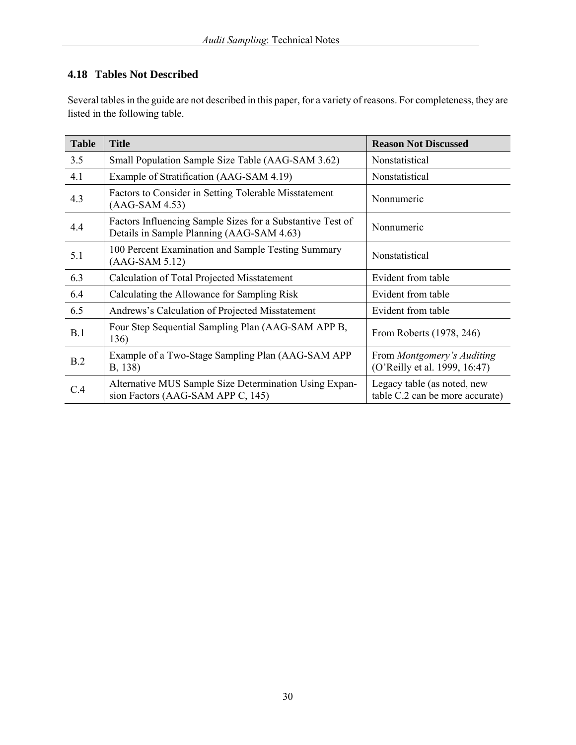### 4.18 Tables Not Described

Several tables in the guide are not described in this paper, for a variety of reasons. For completeness, they are listed in the following table.

| Table | Title | Reason Not Discussed |
|---|---|---|
| 3.5 | Small Population Sample Size Table (AAG-SAM 3.62) | Nonstatistical |
| 4.1 | Example of Stratification (AAG-SAM 4.19) | Nonstatistical |
| 4.3 | Factors to Consider in Setting Tolerable Misstatement (AAG-SAM 4.53) | Nonnumeric |
| 4.4 | Factors Influencing Sample Sizes for a Substantive Test of Details in Sample Planning (AAG-SAM 4.63) | Nonnumeric |
| 5.1 | 100 Percent Examination and Sample Testing Summary (AAG-SAM 5.12) | Nonstatistical |
| 6.3 | Calculation of Total Projected Misstatement | Evident from table |
| 6.4 | Calculating the Allowance for Sampling Risk | Evident from table |
| 6.5 | Andrews's Calculation of Projected Misstatement | Evident from table |
| B.1 | Four Step Sequential Sampling Plan (AAG-SAM APP B, 136) | From Roberts (1978, 246) |
| B.2 | Example of a Two-Stage Sampling Plan (AAG-SAM APP B, 138) | From *Montgomery's Auditing* (O'Reilly et al. 1999, 16:47) |
| C.4 | Alternative MUS Sample Size Determination Using Expansion Factors (AAG-SAM APP C, 145) | Legacy table (as noted, new table C.2 can be more accurate) |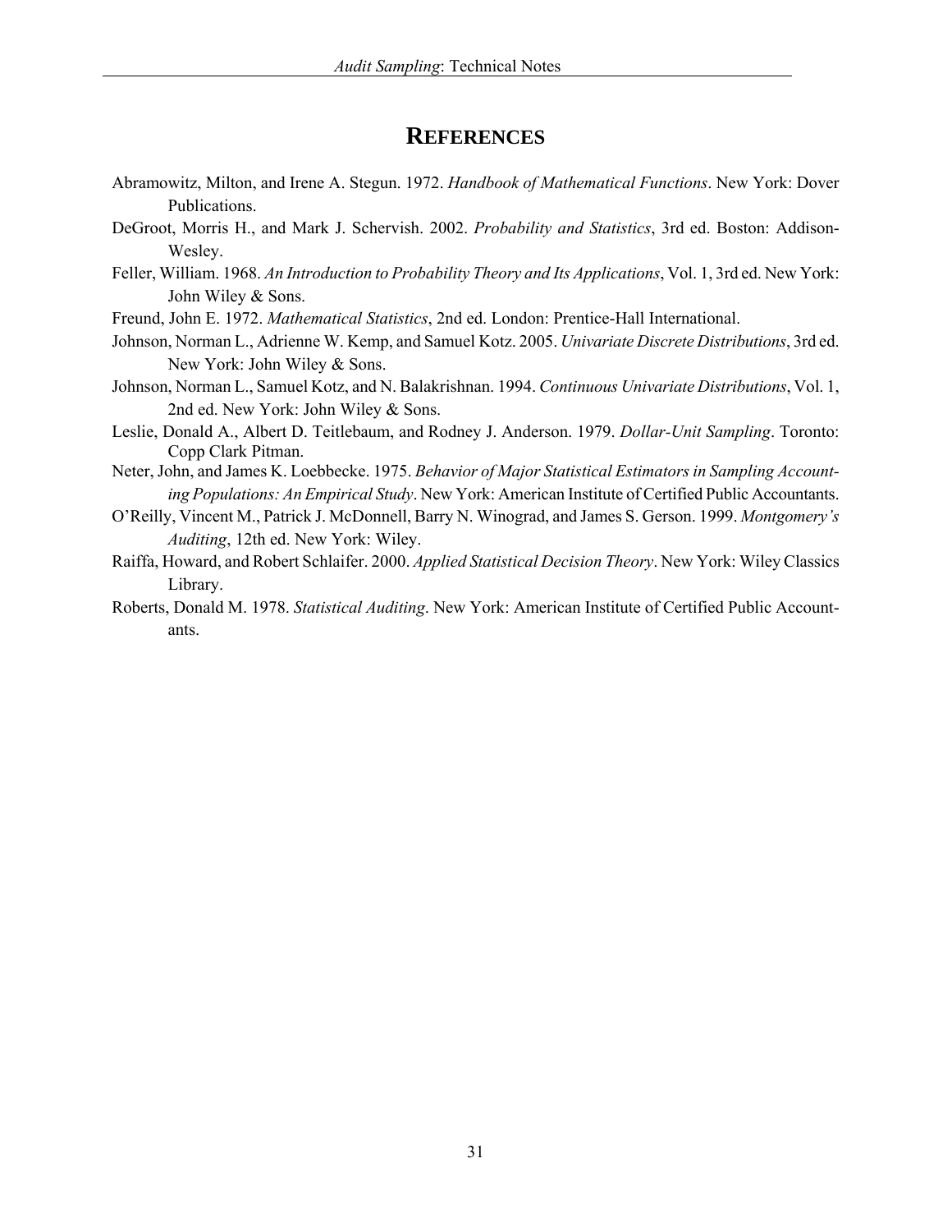# REFERENCES

Abramowitz, Milton, and Irene A. Stegun. 1972. *Handbook of Mathematical Functions*. New York: Dover Publications.

DeGroot, Morris H., and Mark J. Schervish. 2002. *Probability and Statistics*, 3rd ed. Boston: Addison-Wesley.

Feller, William. 1968. *An Introduction to Probability Theory and Its Applications*, Vol. 1, 3rd ed. New York: John Wiley & Sons.

Freund, John E. 1972. *Mathematical Statistics*, 2nd ed. London: Prentice-Hall International.

Johnson, Norman L., Adrienne W. Kemp, and Samuel Kotz. 2005. *Univariate Discrete Distributions*, 3rd ed. New York: John Wiley & Sons.

Johnson, Norman L., Samuel Kotz, and N. Balakrishnan. 1994. *Continuous Univariate Distributions*, Vol. 1, 2nd ed. New York: John Wiley & Sons.

Leslie, Donald A., Albert D. Teitlebaum, and Rodney J. Anderson. 1979. *Dollar-Unit Sampling*. Toronto: Copp Clark Pitman.

Neter, John, and James K. Loebbecke. 1975. *Behavior of Major Statistical Estimators in Sampling Accounting Populations: An Empirical Study*. New York: American Institute of Certified Public Accountants.

O'Reilly, Vincent M., Patrick J. McDonnell, Barry N. Winograd, and James S. Gerson. 1999. *Montgomery's Auditing*, 12th ed. New York: Wiley.

Raiffa, Howard, and Robert Schlaifer. 2000. *Applied Statistical Decision Theory*. New York: Wiley Classics Library.

Roberts, Donald M. 1978. *Statistical Auditing*. New York: American Institute of Certified Public Accountants.